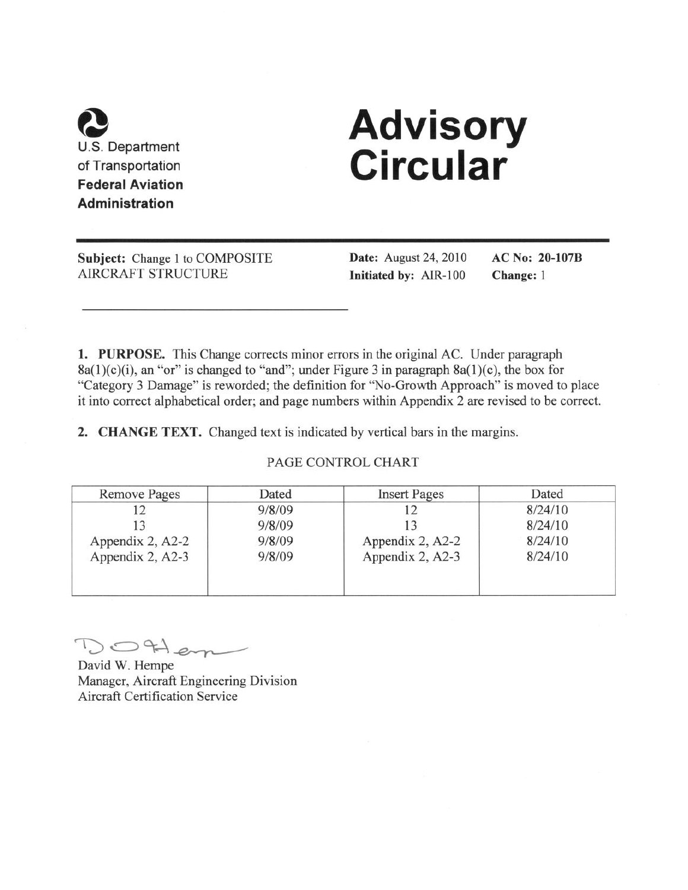U.S. Department of Transportation
**Federal Aviation Administration**

# Advisory Circular

**Subject:** Change 1 to COMPOSITE AIRCRAFT STRUCTURE

**Date:** August 24, 2010
**Initiated by:** AIR-100

**AC No: 20-107B**
**Change:** 1

**1. PURPOSE.** This Change corrects minor errors in the original AC. Under paragraph 8a(1)(c)(i), an "or" is changed to "and"; under Figure 3 in paragraph 8a(1)(c), the box for "Category 3 Damage" is reworded; the definition for "No-Growth Approach" is moved to place it into correct alphabetical order; and page numbers within Appendix 2 are revised to be correct.

**2. CHANGE TEXT.** Changed text is indicated by vertical bars in the margins.

PAGE CONTROL CHART

| Remove Pages | Dated | Insert Pages | Dated |
|---|---|---|---|
| 12 | 9/8/09 | 12 | 8/24/10 |
| 13 | 9/8/09 | 13 | 8/24/10 |
| Appendix 2, A2-2 | 9/8/09 | Appendix 2, A2-2 | 8/24/10 |
| Appendix 2, A2-3 | 9/8/09 | Appendix 2, A2-3 | 8/24/10 |

David W. Hempe
Manager, Aircraft Engineering Division
Aircraft Certification Service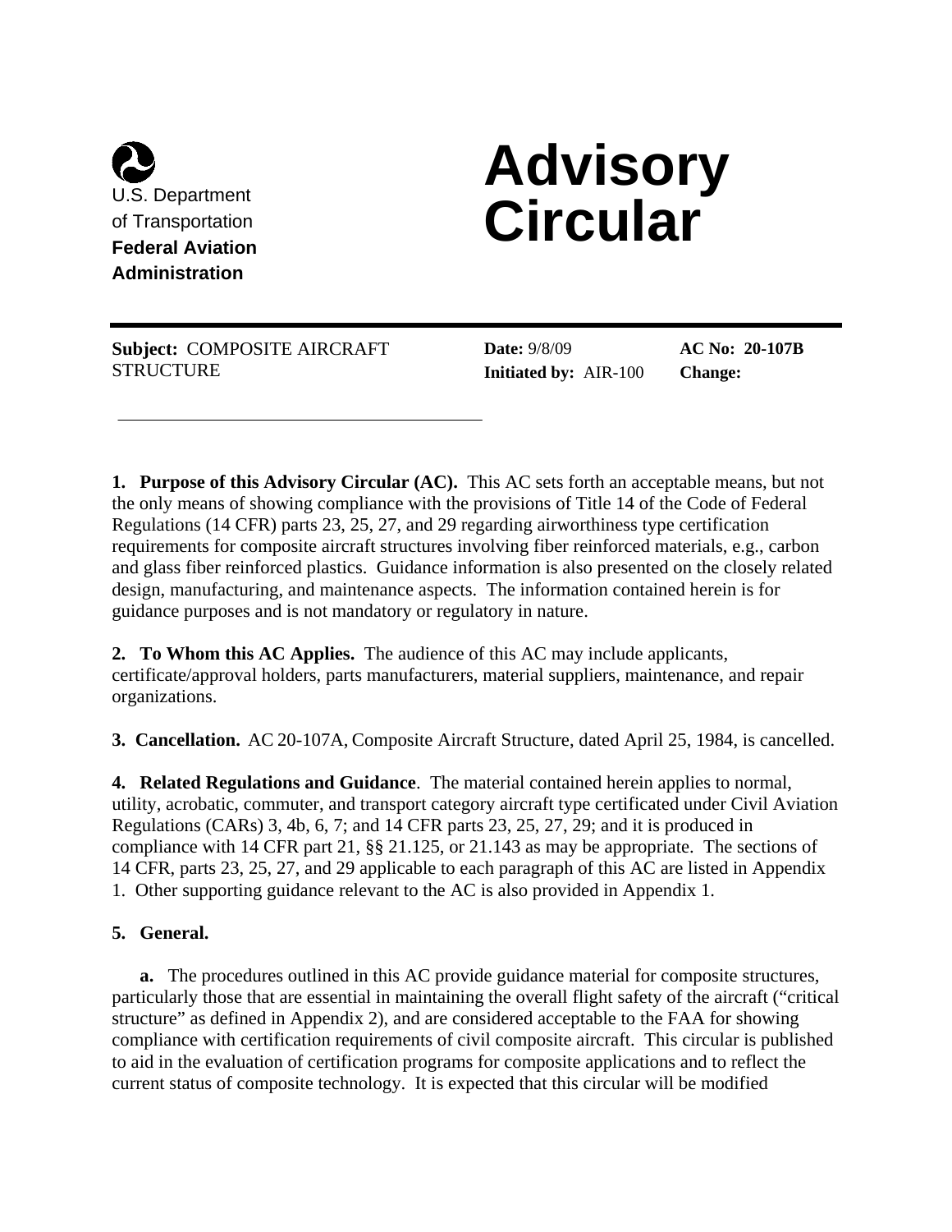U.S. Department of Transportation
**Federal Aviation Administration**

# Advisory Circular

**Subject:** COMPOSITE AIRCRAFT STRUCTURE

**Date:** 9/8/09
**Initiated by:** AIR-100

**AC No: 20-107B**
**Change:**

**1. Purpose of this Advisory Circular (AC).** This AC sets forth an acceptable means, but not the only means of showing compliance with the provisions of Title 14 of the Code of Federal Regulations (14 CFR) parts 23, 25, 27, and 29 regarding airworthiness type certification requirements for composite aircraft structures involving fiber reinforced materials, e.g., carbon and glass fiber reinforced plastics. Guidance information is also presented on the closely related design, manufacturing, and maintenance aspects. The information contained herein is for guidance purposes and is not mandatory or regulatory in nature.

**2. To Whom this AC Applies.** The audience of this AC may include applicants, certificate/approval holders, parts manufacturers, material suppliers, maintenance, and repair organizations.

**3. Cancellation.** AC 20-107A, Composite Aircraft Structure, dated April 25, 1984, is cancelled.

**4. Related Regulations and Guidance**. The material contained herein applies to normal, utility, acrobatic, commuter, and transport category aircraft type certificated under Civil Aviation Regulations (CARs) 3, 4b, 6, 7; and 14 CFR parts 23, 25, 27, 29; and it is produced in compliance with 14 CFR part 21, §§ 21.125, or 21.143 as may be appropriate. The sections of 14 CFR, parts 23, 25, 27, and 29 applicable to each paragraph of this AC are listed in Appendix 1. Other supporting guidance relevant to the AC is also provided in Appendix 1.

**5. General.**

**a.** The procedures outlined in this AC provide guidance material for composite structures, particularly those that are essential in maintaining the overall flight safety of the aircraft ("critical structure" as defined in Appendix 2), and are considered acceptable to the FAA for showing compliance with certification requirements of civil composite aircraft. This circular is published to aid in the evaluation of certification programs for composite applications and to reflect the current status of composite technology. It is expected that this circular will be modified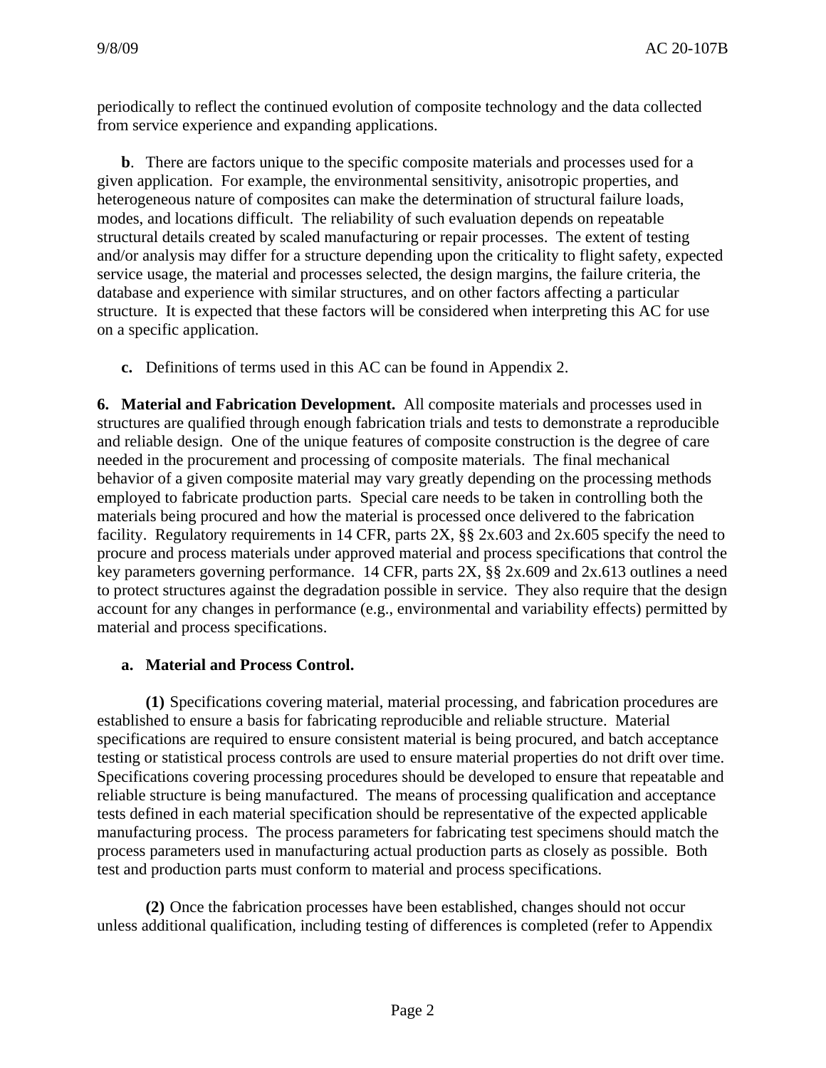periodically to reflect the continued evolution of composite technology and the data collected from service experience and expanding applications.

**b**. There are factors unique to the specific composite materials and processes used for a given application. For example, the environmental sensitivity, anisotropic properties, and heterogeneous nature of composites can make the determination of structural failure loads, modes, and locations difficult. The reliability of such evaluation depends on repeatable structural details created by scaled manufacturing or repair processes. The extent of testing and/or analysis may differ for a structure depending upon the criticality to flight safety, expected service usage, the material and processes selected, the design margins, the failure criteria, the database and experience with similar structures, and on other factors affecting a particular structure. It is expected that these factors will be considered when interpreting this AC for use on a specific application.

**c.** Definitions of terms used in this AC can be found in Appendix 2.

**6. Material and Fabrication Development.** All composite materials and processes used in structures are qualified through enough fabrication trials and tests to demonstrate a reproducible and reliable design. One of the unique features of composite construction is the degree of care needed in the procurement and processing of composite materials. The final mechanical behavior of a given composite material may vary greatly depending on the processing methods employed to fabricate production parts. Special care needs to be taken in controlling both the materials being procured and how the material is processed once delivered to the fabrication facility. Regulatory requirements in 14 CFR, parts 2X, §§ 2x.603 and 2x.605 specify the need to procure and process materials under approved material and process specifications that control the key parameters governing performance. 14 CFR, parts 2X, §§ 2x.609 and 2x.613 outlines a need to protect structures against the degradation possible in service. They also require that the design account for any changes in performance (e.g., environmental and variability effects) permitted by material and process specifications.

**a. Material and Process Control.**

**(1)** Specifications covering material, material processing, and fabrication procedures are established to ensure a basis for fabricating reproducible and reliable structure. Material specifications are required to ensure consistent material is being procured, and batch acceptance testing or statistical process controls are used to ensure material properties do not drift over time. Specifications covering processing procedures should be developed to ensure that repeatable and reliable structure is being manufactured. The means of processing qualification and acceptance tests defined in each material specification should be representative of the expected applicable manufacturing process. The process parameters for fabricating test specimens should match the process parameters used in manufacturing actual production parts as closely as possible. Both test and production parts must conform to material and process specifications.

**(2)** Once the fabrication processes have been established, changes should not occur unless additional qualification, including testing of differences is completed (refer to Appendix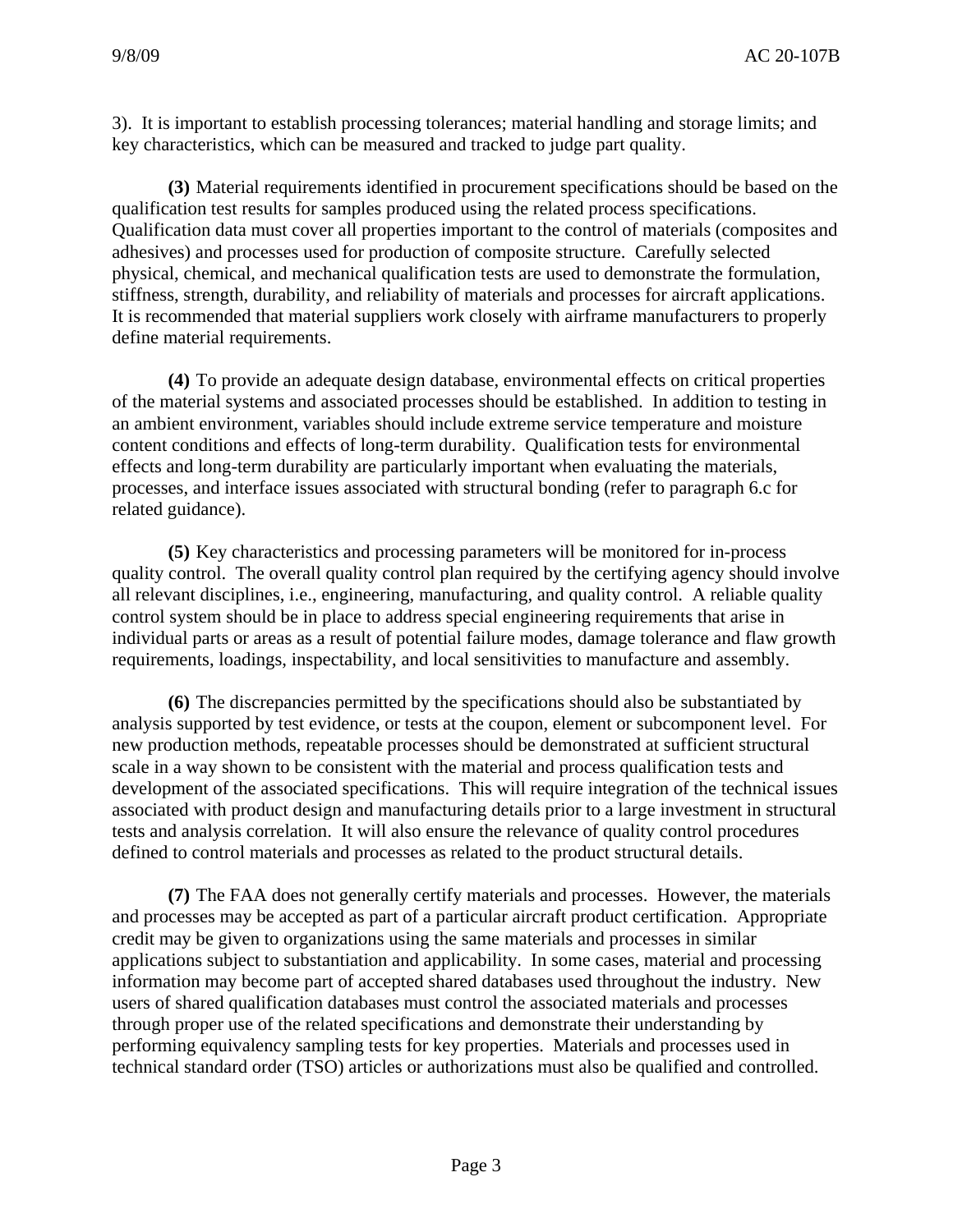3). It is important to establish processing tolerances; material handling and storage limits; and key characteristics, which can be measured and tracked to judge part quality.

**(3)** Material requirements identified in procurement specifications should be based on the qualification test results for samples produced using the related process specifications. Qualification data must cover all properties important to the control of materials (composites and adhesives) and processes used for production of composite structure. Carefully selected physical, chemical, and mechanical qualification tests are used to demonstrate the formulation, stiffness, strength, durability, and reliability of materials and processes for aircraft applications. It is recommended that material suppliers work closely with airframe manufacturers to properly define material requirements.

**(4)** To provide an adequate design database, environmental effects on critical properties of the material systems and associated processes should be established. In addition to testing in an ambient environment, variables should include extreme service temperature and moisture content conditions and effects of long-term durability. Qualification tests for environmental effects and long-term durability are particularly important when evaluating the materials, processes, and interface issues associated with structural bonding (refer to paragraph 6.c for related guidance).

**(5)** Key characteristics and processing parameters will be monitored for in-process quality control. The overall quality control plan required by the certifying agency should involve all relevant disciplines, i.e., engineering, manufacturing, and quality control. A reliable quality control system should be in place to address special engineering requirements that arise in individual parts or areas as a result of potential failure modes, damage tolerance and flaw growth requirements, loadings, inspectability, and local sensitivities to manufacture and assembly.

**(6)** The discrepancies permitted by the specifications should also be substantiated by analysis supported by test evidence, or tests at the coupon, element or subcomponent level. For new production methods, repeatable processes should be demonstrated at sufficient structural scale in a way shown to be consistent with the material and process qualification tests and development of the associated specifications. This will require integration of the technical issues associated with product design and manufacturing details prior to a large investment in structural tests and analysis correlation. It will also ensure the relevance of quality control procedures defined to control materials and processes as related to the product structural details.

**(7)** The FAA does not generally certify materials and processes. However, the materials and processes may be accepted as part of a particular aircraft product certification. Appropriate credit may be given to organizations using the same materials and processes in similar applications subject to substantiation and applicability. In some cases, material and processing information may become part of accepted shared databases used throughout the industry. New users of shared qualification databases must control the associated materials and processes through proper use of the related specifications and demonstrate their understanding by performing equivalency sampling tests for key properties. Materials and processes used in technical standard order (TSO) articles or authorizations must also be qualified and controlled.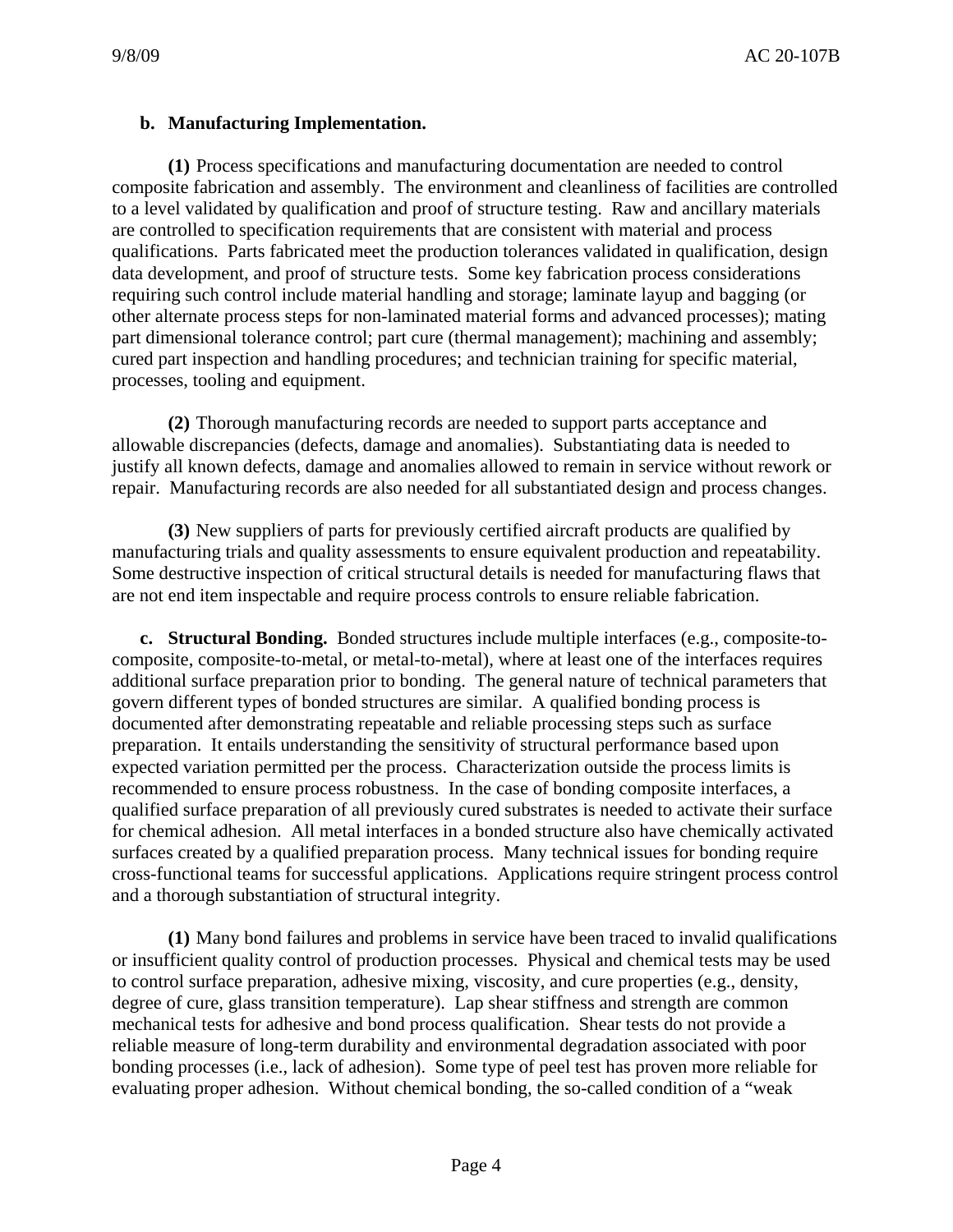**b. Manufacturing Implementation.**

**(1)** Process specifications and manufacturing documentation are needed to control composite fabrication and assembly. The environment and cleanliness of facilities are controlled to a level validated by qualification and proof of structure testing. Raw and ancillary materials are controlled to specification requirements that are consistent with material and process qualifications. Parts fabricated meet the production tolerances validated in qualification, design data development, and proof of structure tests. Some key fabrication process considerations requiring such control include material handling and storage; laminate layup and bagging (or other alternate process steps for non-laminated material forms and advanced processes); mating part dimensional tolerance control; part cure (thermal management); machining and assembly; cured part inspection and handling procedures; and technician training for specific material, processes, tooling and equipment.

**(2)** Thorough manufacturing records are needed to support parts acceptance and allowable discrepancies (defects, damage and anomalies). Substantiating data is needed to justify all known defects, damage and anomalies allowed to remain in service without rework or repair. Manufacturing records are also needed for all substantiated design and process changes.

**(3)** New suppliers of parts for previously certified aircraft products are qualified by manufacturing trials and quality assessments to ensure equivalent production and repeatability. Some destructive inspection of critical structural details is needed for manufacturing flaws that are not end item inspectable and require process controls to ensure reliable fabrication.

**c. Structural Bonding.** Bonded structures include multiple interfaces (e.g., composite-to-composite, composite-to-metal, or metal-to-metal), where at least one of the interfaces requires additional surface preparation prior to bonding. The general nature of technical parameters that govern different types of bonded structures are similar. A qualified bonding process is documented after demonstrating repeatable and reliable processing steps such as surface preparation. It entails understanding the sensitivity of structural performance based upon expected variation permitted per the process. Characterization outside the process limits is recommended to ensure process robustness. In the case of bonding composite interfaces, a qualified surface preparation of all previously cured substrates is needed to activate their surface for chemical adhesion. All metal interfaces in a bonded structure also have chemically activated surfaces created by a qualified preparation process. Many technical issues for bonding require cross-functional teams for successful applications. Applications require stringent process control and a thorough substantiation of structural integrity.

**(1)** Many bond failures and problems in service have been traced to invalid qualifications or insufficient quality control of production processes. Physical and chemical tests may be used to control surface preparation, adhesive mixing, viscosity, and cure properties (e.g., density, degree of cure, glass transition temperature). Lap shear stiffness and strength are common mechanical tests for adhesive and bond process qualification. Shear tests do not provide a reliable measure of long-term durability and environmental degradation associated with poor bonding processes (i.e., lack of adhesion). Some type of peel test has proven more reliable for evaluating proper adhesion. Without chemical bonding, the so-called condition of a "weak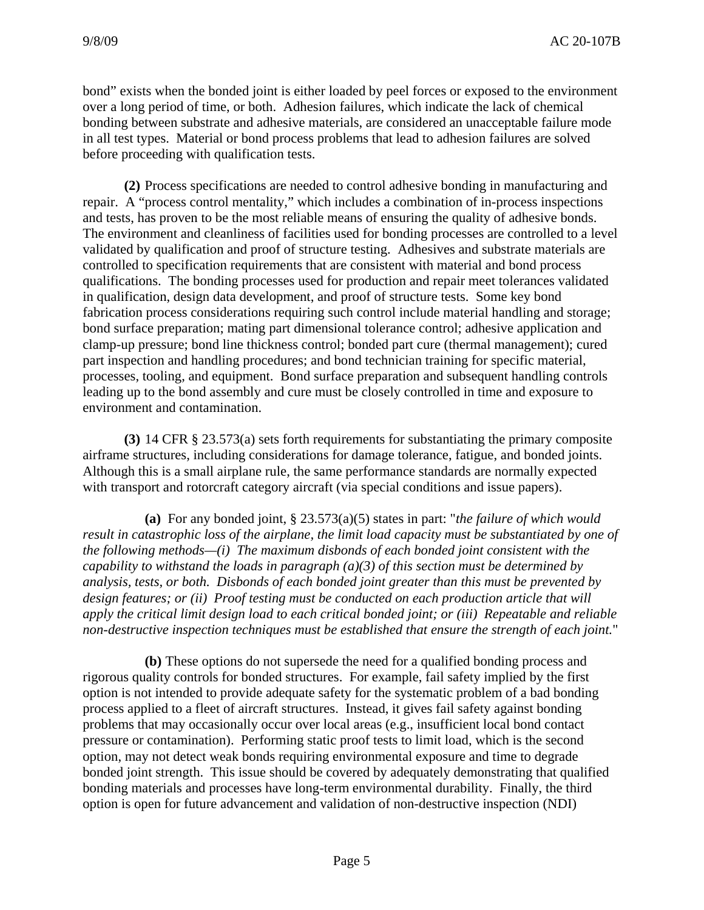bond" exists when the bonded joint is either loaded by peel forces or exposed to the environment over a long period of time, or both. Adhesion failures, which indicate the lack of chemical bonding between substrate and adhesive materials, are considered an unacceptable failure mode in all test types. Material or bond process problems that lead to adhesion failures are solved before proceeding with qualification tests.

**(2)** Process specifications are needed to control adhesive bonding in manufacturing and repair. A "process control mentality," which includes a combination of in-process inspections and tests, has proven to be the most reliable means of ensuring the quality of adhesive bonds. The environment and cleanliness of facilities used for bonding processes are controlled to a level validated by qualification and proof of structure testing. Adhesives and substrate materials are controlled to specification requirements that are consistent with material and bond process qualifications. The bonding processes used for production and repair meet tolerances validated in qualification, design data development, and proof of structure tests. Some key bond fabrication process considerations requiring such control include material handling and storage; bond surface preparation; mating part dimensional tolerance control; adhesive application and clamp-up pressure; bond line thickness control; bonded part cure (thermal management); cured part inspection and handling procedures; and bond technician training for specific material, processes, tooling, and equipment. Bond surface preparation and subsequent handling controls leading up to the bond assembly and cure must be closely controlled in time and exposure to environment and contamination.

**(3)** 14 CFR § 23.573(a) sets forth requirements for substantiating the primary composite airframe structures, including considerations for damage tolerance, fatigue, and bonded joints. Although this is a small airplane rule, the same performance standards are normally expected with transport and rotorcraft category aircraft (via special conditions and issue papers).

**(a)** For any bonded joint, § 23.573(a)(5) states in part: "*the failure of which would result in catastrophic loss of the airplane, the limit load capacity must be substantiated by one of the following methods—(i) The maximum disbonds of each bonded joint consistent with the capability to withstand the loads in paragraph (a)(3) of this section must be determined by analysis, tests, or both. Disbonds of each bonded joint greater than this must be prevented by design features; or (ii) Proof testing must be conducted on each production article that will apply the critical limit design load to each critical bonded joint; or (iii) Repeatable and reliable non-destructive inspection techniques must be established that ensure the strength of each joint.*"

**(b)** These options do not supersede the need for a qualified bonding process and rigorous quality controls for bonded structures. For example, fail safety implied by the first option is not intended to provide adequate safety for the systematic problem of a bad bonding process applied to a fleet of aircraft structures. Instead, it gives fail safety against bonding problems that may occasionally occur over local areas (e.g., insufficient local bond contact pressure or contamination). Performing static proof tests to limit load, which is the second option, may not detect weak bonds requiring environmental exposure and time to degrade bonded joint strength. This issue should be covered by adequately demonstrating that qualified bonding materials and processes have long-term environmental durability. Finally, the third option is open for future advancement and validation of non-destructive inspection (NDI)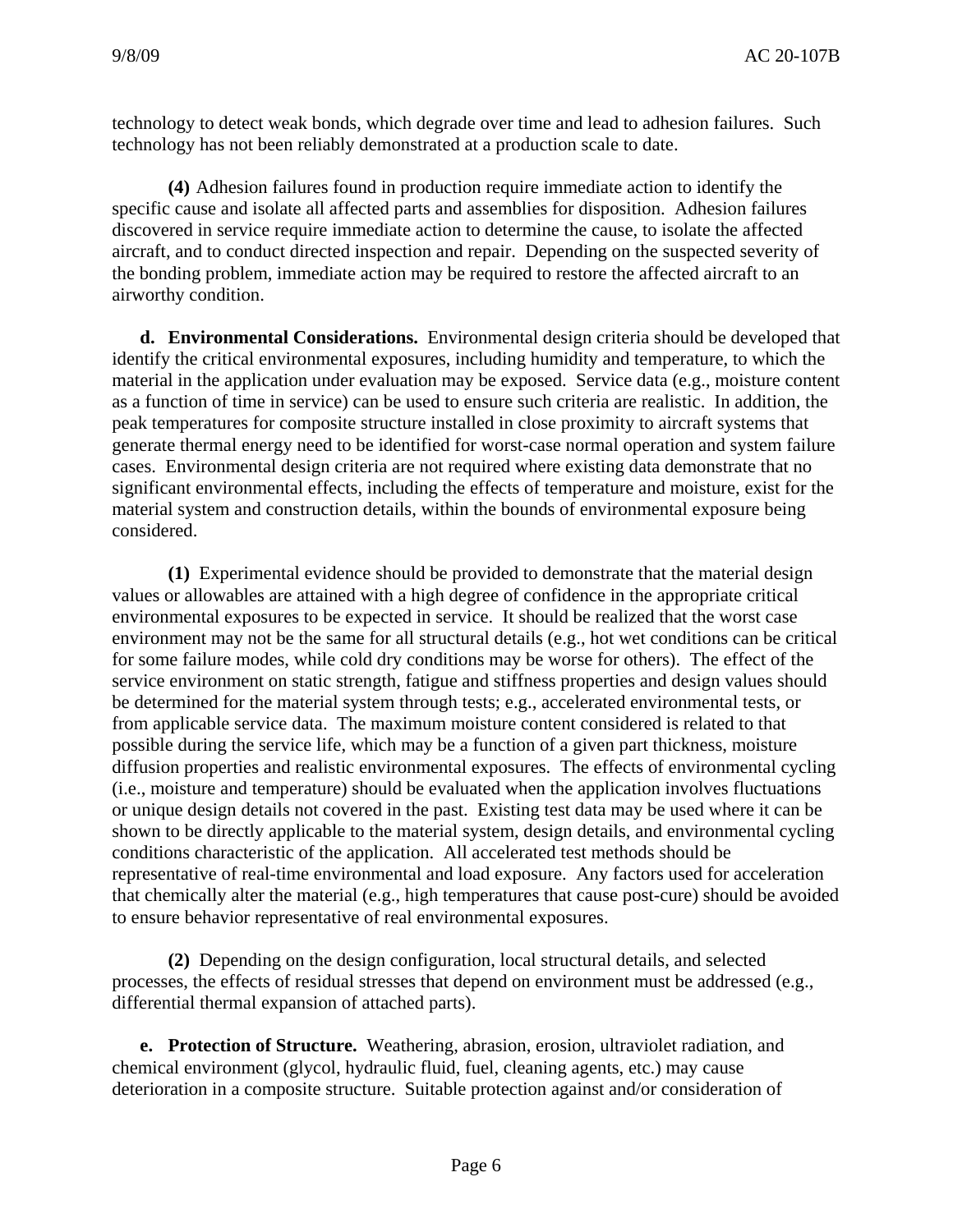technology to detect weak bonds, which degrade over time and lead to adhesion failures. Such technology has not been reliably demonstrated at a production scale to date.

**(4)** Adhesion failures found in production require immediate action to identify the specific cause and isolate all affected parts and assemblies for disposition. Adhesion failures discovered in service require immediate action to determine the cause, to isolate the affected aircraft, and to conduct directed inspection and repair. Depending on the suspected severity of the bonding problem, immediate action may be required to restore the affected aircraft to an airworthy condition.

**d. Environmental Considerations.** Environmental design criteria should be developed that identify the critical environmental exposures, including humidity and temperature, to which the material in the application under evaluation may be exposed. Service data (e.g., moisture content as a function of time in service) can be used to ensure such criteria are realistic. In addition, the peak temperatures for composite structure installed in close proximity to aircraft systems that generate thermal energy need to be identified for worst-case normal operation and system failure cases. Environmental design criteria are not required where existing data demonstrate that no significant environmental effects, including the effects of temperature and moisture, exist for the material system and construction details, within the bounds of environmental exposure being considered.

**(1)** Experimental evidence should be provided to demonstrate that the material design values or allowables are attained with a high degree of confidence in the appropriate critical environmental exposures to be expected in service. It should be realized that the worst case environment may not be the same for all structural details (e.g., hot wet conditions can be critical for some failure modes, while cold dry conditions may be worse for others). The effect of the service environment on static strength, fatigue and stiffness properties and design values should be determined for the material system through tests; e.g., accelerated environmental tests, or from applicable service data. The maximum moisture content considered is related to that possible during the service life, which may be a function of a given part thickness, moisture diffusion properties and realistic environmental exposures. The effects of environmental cycling (i.e., moisture and temperature) should be evaluated when the application involves fluctuations or unique design details not covered in the past. Existing test data may be used where it can be shown to be directly applicable to the material system, design details, and environmental cycling conditions characteristic of the application. All accelerated test methods should be representative of real-time environmental and load exposure. Any factors used for acceleration that chemically alter the material (e.g., high temperatures that cause post-cure) should be avoided to ensure behavior representative of real environmental exposures.

**(2)** Depending on the design configuration, local structural details, and selected processes, the effects of residual stresses that depend on environment must be addressed (e.g., differential thermal expansion of attached parts).

**e. Protection of Structure.** Weathering, abrasion, erosion, ultraviolet radiation, and chemical environment (glycol, hydraulic fluid, fuel, cleaning agents, etc.) may cause deterioration in a composite structure. Suitable protection against and/or consideration of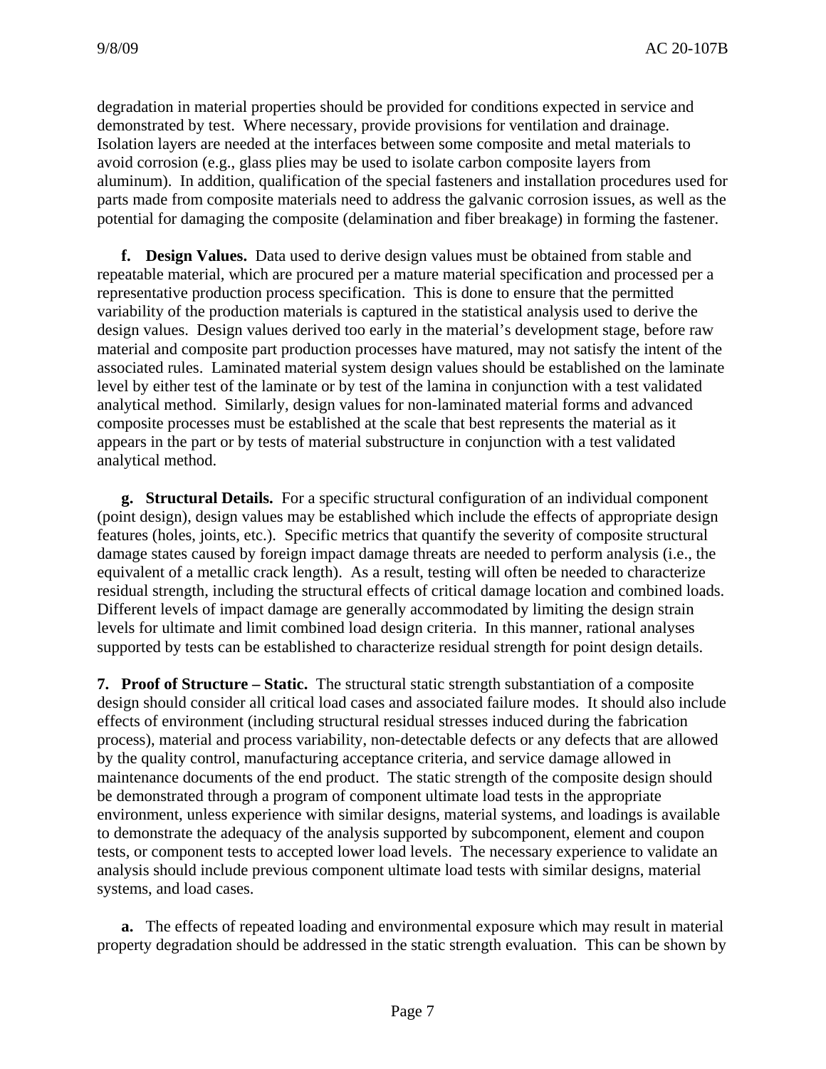degradation in material properties should be provided for conditions expected in service and demonstrated by test. Where necessary, provide provisions for ventilation and drainage. Isolation layers are needed at the interfaces between some composite and metal materials to avoid corrosion (e.g., glass plies may be used to isolate carbon composite layers from aluminum). In addition, qualification of the special fasteners and installation procedures used for parts made from composite materials need to address the galvanic corrosion issues, as well as the potential for damaging the composite (delamination and fiber breakage) in forming the fastener.

**f. Design Values.** Data used to derive design values must be obtained from stable and repeatable material, which are procured per a mature material specification and processed per a representative production process specification. This is done to ensure that the permitted variability of the production materials is captured in the statistical analysis used to derive the design values. Design values derived too early in the material's development stage, before raw material and composite part production processes have matured, may not satisfy the intent of the associated rules. Laminated material system design values should be established on the laminate level by either test of the laminate or by test of the lamina in conjunction with a test validated analytical method. Similarly, design values for non-laminated material forms and advanced composite processes must be established at the scale that best represents the material as it appears in the part or by tests of material substructure in conjunction with a test validated analytical method.

**g. Structural Details.** For a specific structural configuration of an individual component (point design), design values may be established which include the effects of appropriate design features (holes, joints, etc.). Specific metrics that quantify the severity of composite structural damage states caused by foreign impact damage threats are needed to perform analysis (i.e., the equivalent of a metallic crack length). As a result, testing will often be needed to characterize residual strength, including the structural effects of critical damage location and combined loads. Different levels of impact damage are generally accommodated by limiting the design strain levels for ultimate and limit combined load design criteria. In this manner, rational analyses supported by tests can be established to characterize residual strength for point design details.

**7. Proof of Structure – Static.** The structural static strength substantiation of a composite design should consider all critical load cases and associated failure modes. It should also include effects of environment (including structural residual stresses induced during the fabrication process), material and process variability, non-detectable defects or any defects that are allowed by the quality control, manufacturing acceptance criteria, and service damage allowed in maintenance documents of the end product. The static strength of the composite design should be demonstrated through a program of component ultimate load tests in the appropriate environment, unless experience with similar designs, material systems, and loadings is available to demonstrate the adequacy of the analysis supported by subcomponent, element and coupon tests, or component tests to accepted lower load levels. The necessary experience to validate an analysis should include previous component ultimate load tests with similar designs, material systems, and load cases.

**a.** The effects of repeated loading and environmental exposure which may result in material property degradation should be addressed in the static strength evaluation. This can be shown by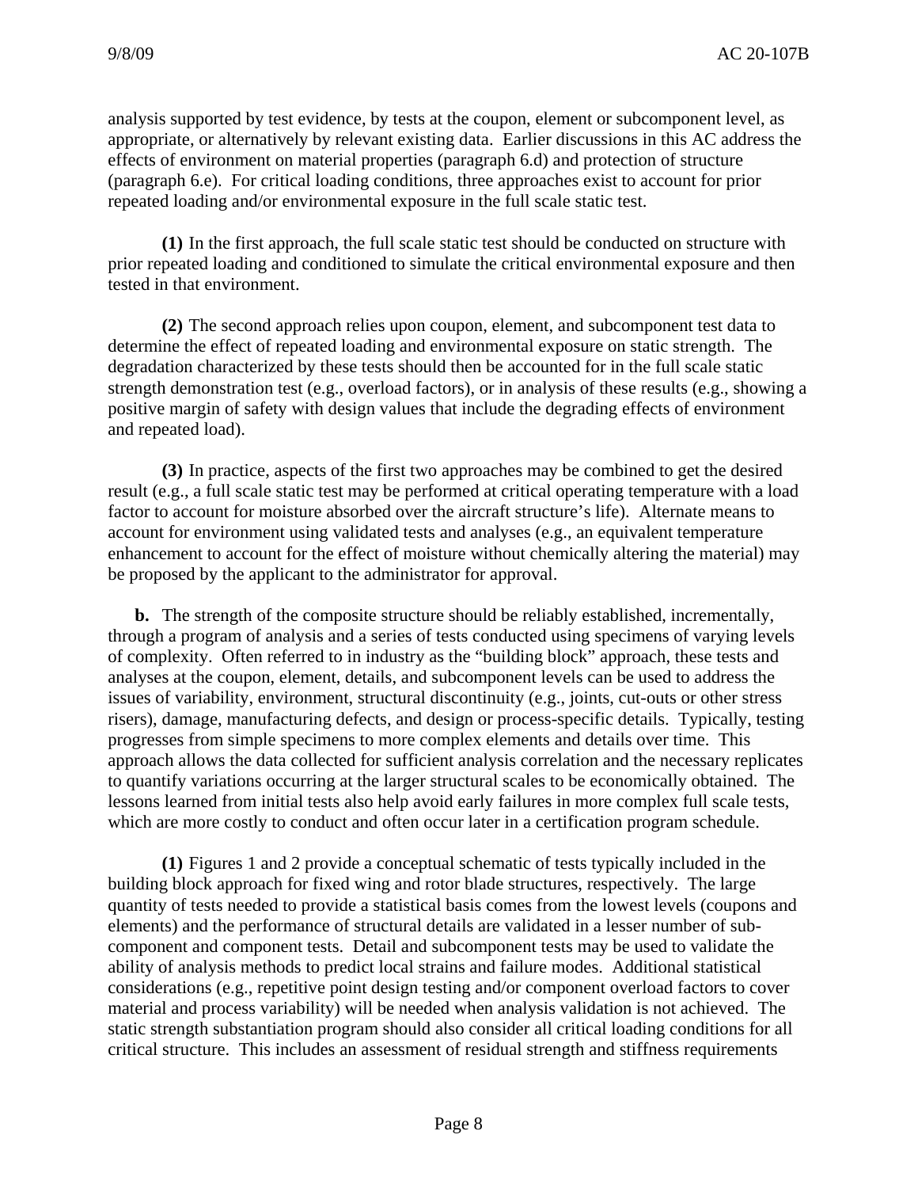analysis supported by test evidence, by tests at the coupon, element or subcomponent level, as appropriate, or alternatively by relevant existing data. Earlier discussions in this AC address the effects of environment on material properties (paragraph 6.d) and protection of structure (paragraph 6.e). For critical loading conditions, three approaches exist to account for prior repeated loading and/or environmental exposure in the full scale static test.

**(1)** In the first approach, the full scale static test should be conducted on structure with prior repeated loading and conditioned to simulate the critical environmental exposure and then tested in that environment.

**(2)** The second approach relies upon coupon, element, and subcomponent test data to determine the effect of repeated loading and environmental exposure on static strength. The degradation characterized by these tests should then be accounted for in the full scale static strength demonstration test (e.g., overload factors), or in analysis of these results (e.g., showing a positive margin of safety with design values that include the degrading effects of environment and repeated load).

**(3)** In practice, aspects of the first two approaches may be combined to get the desired result (e.g., a full scale static test may be performed at critical operating temperature with a load factor to account for moisture absorbed over the aircraft structure's life). Alternate means to account for environment using validated tests and analyses (e.g., an equivalent temperature enhancement to account for the effect of moisture without chemically altering the material) may be proposed by the applicant to the administrator for approval.

**b.** The strength of the composite structure should be reliably established, incrementally, through a program of analysis and a series of tests conducted using specimens of varying levels of complexity. Often referred to in industry as the "building block" approach, these tests and analyses at the coupon, element, details, and subcomponent levels can be used to address the issues of variability, environment, structural discontinuity (e.g., joints, cut-outs or other stress risers), damage, manufacturing defects, and design or process-specific details. Typically, testing progresses from simple specimens to more complex elements and details over time. This approach allows the data collected for sufficient analysis correlation and the necessary replicates to quantify variations occurring at the larger structural scales to be economically obtained. The lessons learned from initial tests also help avoid early failures in more complex full scale tests, which are more costly to conduct and often occur later in a certification program schedule.

**(1)** Figures 1 and 2 provide a conceptual schematic of tests typically included in the building block approach for fixed wing and rotor blade structures, respectively. The large quantity of tests needed to provide a statistical basis comes from the lowest levels (coupons and elements) and the performance of structural details are validated in a lesser number of sub-component and component tests. Detail and subcomponent tests may be used to validate the ability of analysis methods to predict local strains and failure modes. Additional statistical considerations (e.g., repetitive point design testing and/or component overload factors to cover material and process variability) will be needed when analysis validation is not achieved. The static strength substantiation program should also consider all critical loading conditions for all critical structure. This includes an assessment of residual strength and stiffness requirements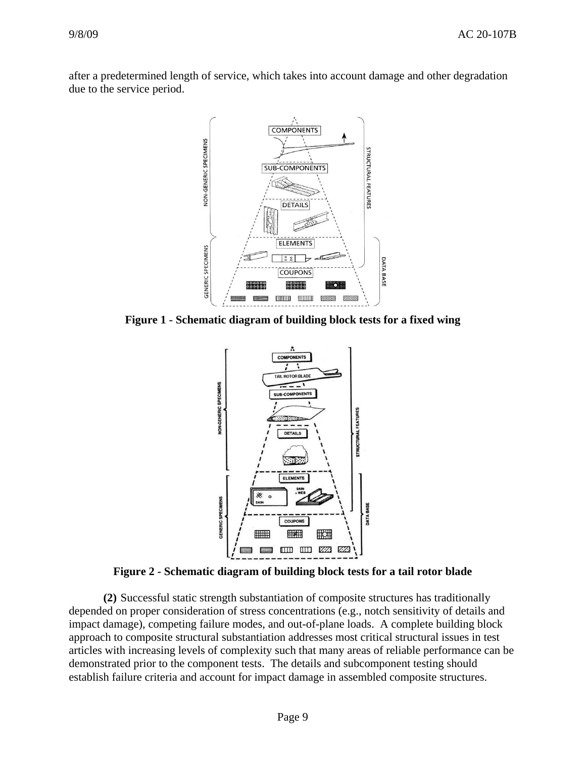after a predetermined length of service, which takes into account damage and other degradation due to the service period.

**Figure 1 - Schematic diagram of building block tests for a fixed wing**

**Figure 2 - Schematic diagram of building block tests for a tail rotor blade**

**(2)** Successful static strength substantiation of composite structures has traditionally depended on proper consideration of stress concentrations (e.g., notch sensitivity of details and impact damage), competing failure modes, and out-of-plane loads. A complete building block approach to composite structural substantiation addresses most critical structural issues in test articles with increasing levels of complexity such that many areas of reliable performance can be demonstrated prior to the component tests. The details and subcomponent testing should establish failure criteria and account for impact damage in assembled composite structures.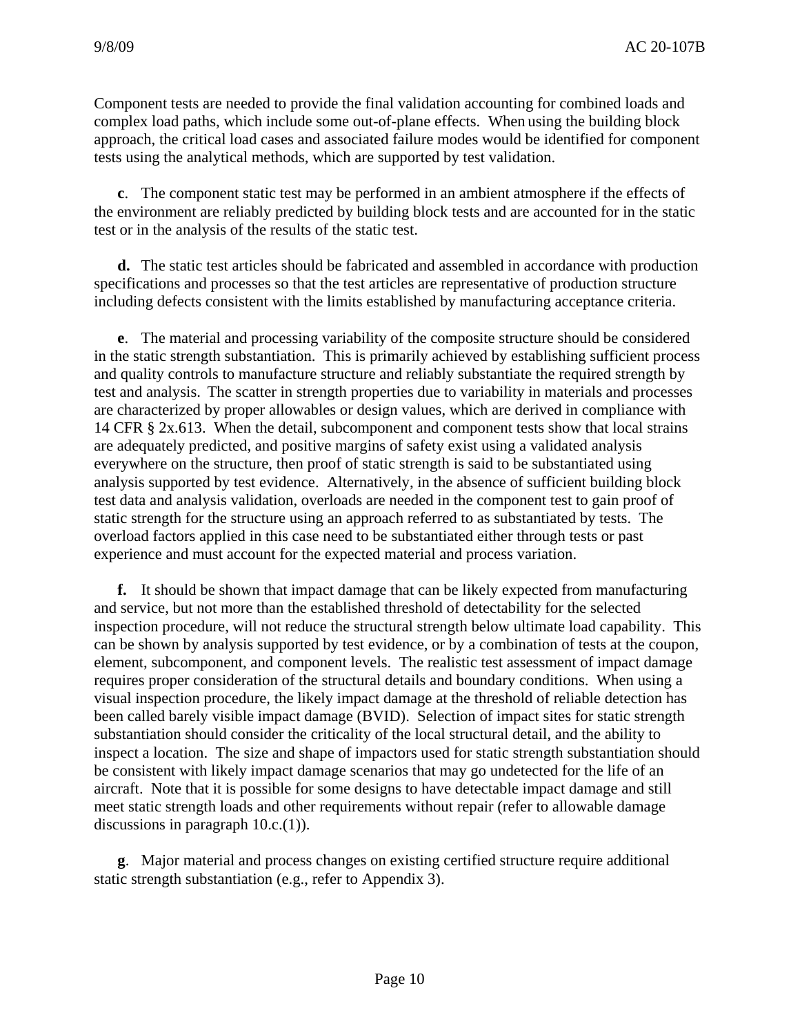Component tests are needed to provide the final validation accounting for combined loads and complex load paths, which include some out-of-plane effects. When using the building block approach, the critical load cases and associated failure modes would be identified for component tests using the analytical methods, which are supported by test validation.

**c**. The component static test may be performed in an ambient atmosphere if the effects of the environment are reliably predicted by building block tests and are accounted for in the static test or in the analysis of the results of the static test.

**d.** The static test articles should be fabricated and assembled in accordance with production specifications and processes so that the test articles are representative of production structure including defects consistent with the limits established by manufacturing acceptance criteria.

**e**. The material and processing variability of the composite structure should be considered in the static strength substantiation. This is primarily achieved by establishing sufficient process and quality controls to manufacture structure and reliably substantiate the required strength by test and analysis. The scatter in strength properties due to variability in materials and processes are characterized by proper allowables or design values, which are derived in compliance with 14 CFR § 2x.613. When the detail, subcomponent and component tests show that local strains are adequately predicted, and positive margins of safety exist using a validated analysis everywhere on the structure, then proof of static strength is said to be substantiated using analysis supported by test evidence. Alternatively, in the absence of sufficient building block test data and analysis validation, overloads are needed in the component test to gain proof of static strength for the structure using an approach referred to as substantiated by tests. The overload factors applied in this case need to be substantiated either through tests or past experience and must account for the expected material and process variation.

**f.** It should be shown that impact damage that can be likely expected from manufacturing and service, but not more than the established threshold of detectability for the selected inspection procedure, will not reduce the structural strength below ultimate load capability. This can be shown by analysis supported by test evidence, or by a combination of tests at the coupon, element, subcomponent, and component levels. The realistic test assessment of impact damage requires proper consideration of the structural details and boundary conditions. When using a visual inspection procedure, the likely impact damage at the threshold of reliable detection has been called barely visible impact damage (BVID). Selection of impact sites for static strength substantiation should consider the criticality of the local structural detail, and the ability to inspect a location. The size and shape of impactors used for static strength substantiation should be consistent with likely impact damage scenarios that may go undetected for the life of an aircraft. Note that it is possible for some designs to have detectable impact damage and still meet static strength loads and other requirements without repair (refer to allowable damage discussions in paragraph 10.c.(1)).

**g**. Major material and process changes on existing certified structure require additional static strength substantiation (e.g., refer to Appendix 3).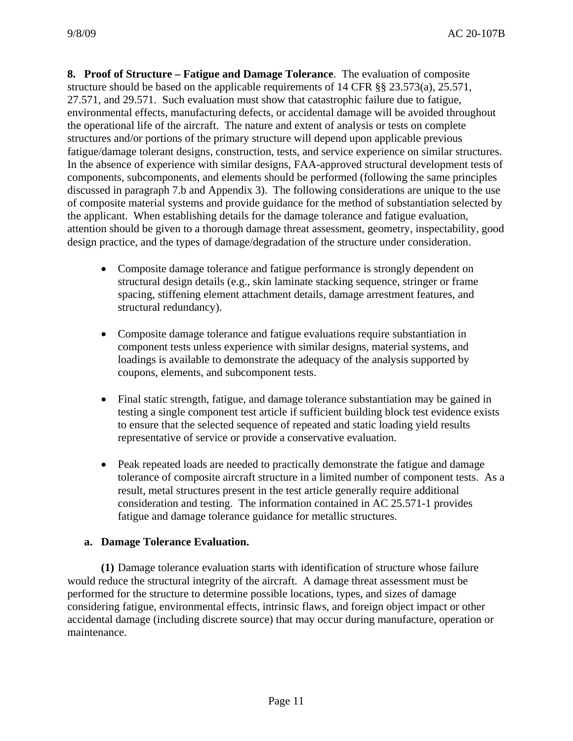**8. Proof of Structure – Fatigue and Damage Tolerance**. The evaluation of composite structure should be based on the applicable requirements of 14 CFR §§ 23.573(a), 25.571, 27.571, and 29.571. Such evaluation must show that catastrophic failure due to fatigue, environmental effects, manufacturing defects, or accidental damage will be avoided throughout the operational life of the aircraft. The nature and extent of analysis or tests on complete structures and/or portions of the primary structure will depend upon applicable previous fatigue/damage tolerant designs, construction, tests, and service experience on similar structures. In the absence of experience with similar designs, FAA-approved structural development tests of components, subcomponents, and elements should be performed (following the same principles discussed in paragraph 7.b and Appendix 3). The following considerations are unique to the use of composite material systems and provide guidance for the method of substantiation selected by the applicant. When establishing details for the damage tolerance and fatigue evaluation, attention should be given to a thorough damage threat assessment, geometry, inspectability, good design practice, and the types of damage/degradation of the structure under consideration.

- Composite damage tolerance and fatigue performance is strongly dependent on structural design details (e.g., skin laminate stacking sequence, stringer or frame spacing, stiffening element attachment details, damage arrestment features, and structural redundancy).

- Composite damage tolerance and fatigue evaluations require substantiation in component tests unless experience with similar designs, material systems, and loadings is available to demonstrate the adequacy of the analysis supported by coupons, elements, and subcomponent tests.

- Final static strength, fatigue, and damage tolerance substantiation may be gained in testing a single component test article if sufficient building block test evidence exists to ensure that the selected sequence of repeated and static loading yield results representative of service or provide a conservative evaluation.

- Peak repeated loads are needed to practically demonstrate the fatigue and damage tolerance of composite aircraft structure in a limited number of component tests. As a result, metal structures present in the test article generally require additional consideration and testing. The information contained in AC 25.571-1 provides fatigue and damage tolerance guidance for metallic structures.

**a. Damage Tolerance Evaluation.**

**(1)** Damage tolerance evaluation starts with identification of structure whose failure would reduce the structural integrity of the aircraft. A damage threat assessment must be performed for the structure to determine possible locations, types, and sizes of damage considering fatigue, environmental effects, intrinsic flaws, and foreign object impact or other accidental damage (including discrete source) that may occur during manufacture, operation or maintenance.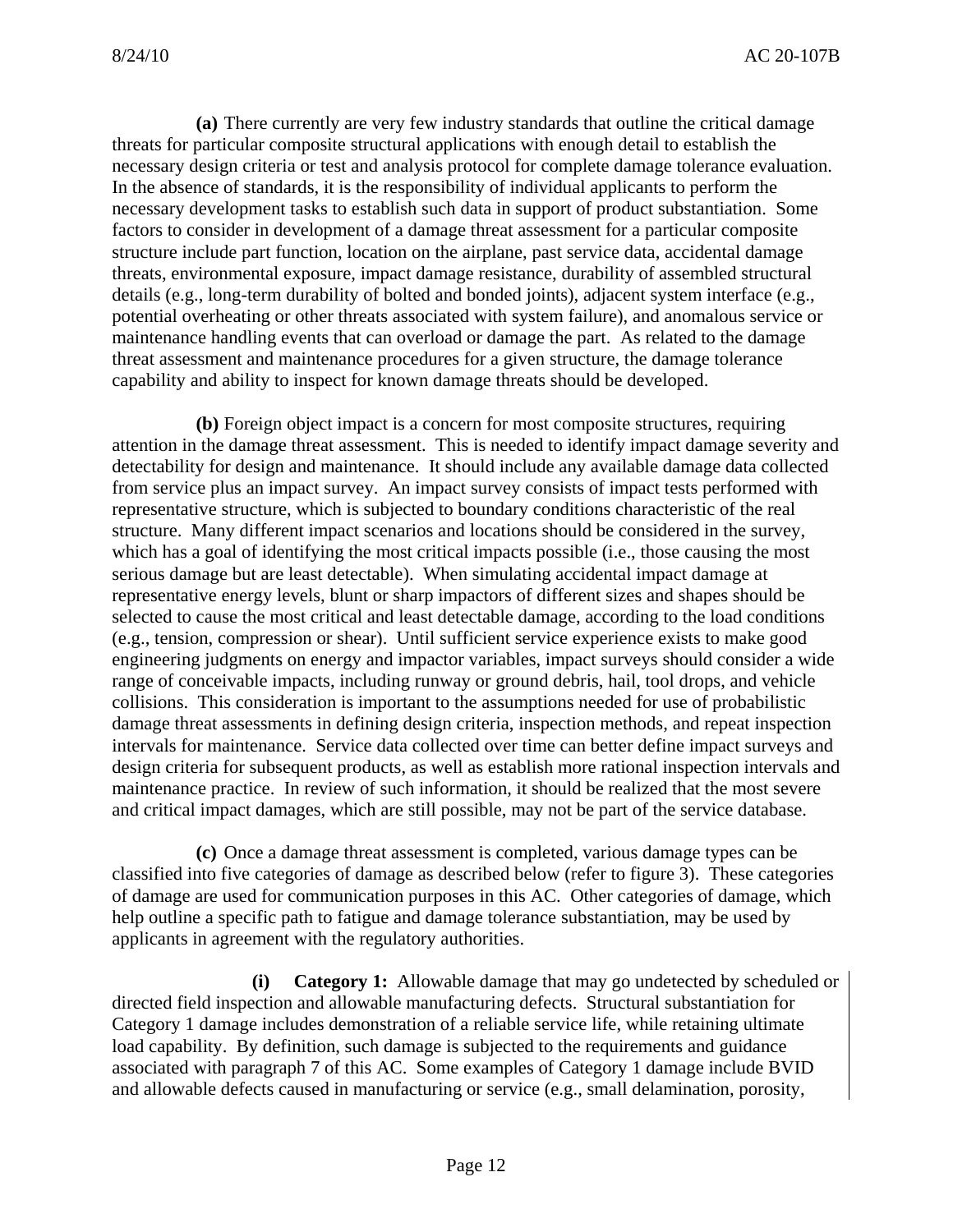**(a)** There currently are very few industry standards that outline the critical damage threats for particular composite structural applications with enough detail to establish the necessary design criteria or test and analysis protocol for complete damage tolerance evaluation. In the absence of standards, it is the responsibility of individual applicants to perform the necessary development tasks to establish such data in support of product substantiation. Some factors to consider in development of a damage threat assessment for a particular composite structure include part function, location on the airplane, past service data, accidental damage threats, environmental exposure, impact damage resistance, durability of assembled structural details (e.g., long-term durability of bolted and bonded joints), adjacent system interface (e.g., potential overheating or other threats associated with system failure), and anomalous service or maintenance handling events that can overload or damage the part. As related to the damage threat assessment and maintenance procedures for a given structure, the damage tolerance capability and ability to inspect for known damage threats should be developed.

**(b)** Foreign object impact is a concern for most composite structures, requiring attention in the damage threat assessment. This is needed to identify impact damage severity and detectability for design and maintenance. It should include any available damage data collected from service plus an impact survey. An impact survey consists of impact tests performed with representative structure, which is subjected to boundary conditions characteristic of the real structure. Many different impact scenarios and locations should be considered in the survey, which has a goal of identifying the most critical impacts possible (i.e., those causing the most serious damage but are least detectable). When simulating accidental impact damage at representative energy levels, blunt or sharp impactors of different sizes and shapes should be selected to cause the most critical and least detectable damage, according to the load conditions (e.g., tension, compression or shear). Until sufficient service experience exists to make good engineering judgments on energy and impactor variables, impact surveys should consider a wide range of conceivable impacts, including runway or ground debris, hail, tool drops, and vehicle collisions. This consideration is important to the assumptions needed for use of probabilistic damage threat assessments in defining design criteria, inspection methods, and repeat inspection intervals for maintenance. Service data collected over time can better define impact surveys and design criteria for subsequent products, as well as establish more rational inspection intervals and maintenance practice. In review of such information, it should be realized that the most severe and critical impact damages, which are still possible, may not be part of the service database.

**(c)** Once a damage threat assessment is completed, various damage types can be classified into five categories of damage as described below (refer to figure 3). These categories of damage are used for communication purposes in this AC. Other categories of damage, which help outline a specific path to fatigue and damage tolerance substantiation, may be used by applicants in agreement with the regulatory authorities.

**(i) Category 1:** Allowable damage that may go undetected by scheduled or directed field inspection and allowable manufacturing defects. Structural substantiation for Category 1 damage includes demonstration of a reliable service life, while retaining ultimate load capability. By definition, such damage is subjected to the requirements and guidance associated with paragraph 7 of this AC. Some examples of Category 1 damage include BVID and allowable defects caused in manufacturing or service (e.g., small delamination, porosity,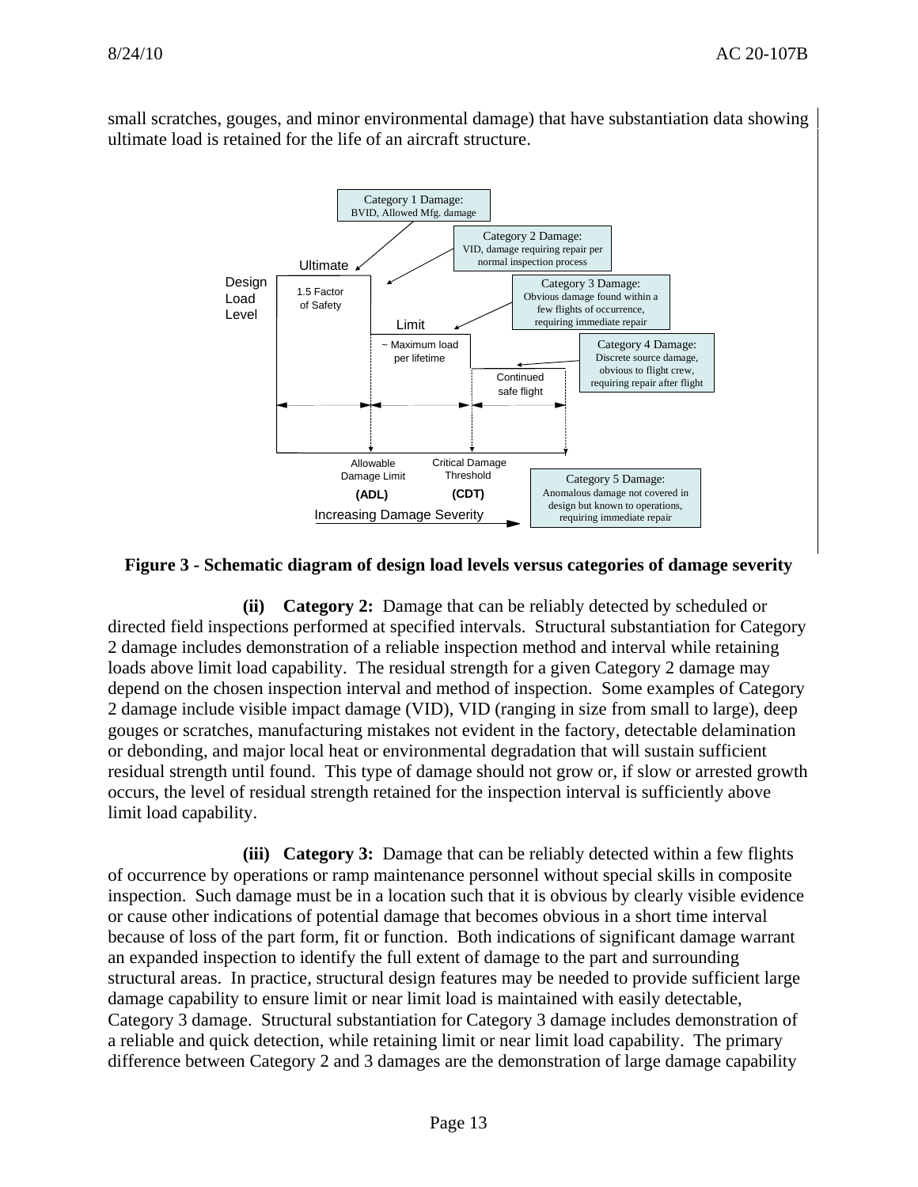small scratches, gouges, and minor environmental damage) that have substantiation data showing ultimate load is retained for the life of an aircraft structure.

Category 1 Damage: BVID, Allowed Mfg. damage

Category 2 Damage: VID, damage requiring repair per normal inspection process

Category 3 Damage: Obvious damage found within a few flights of occurrence, requiring immediate repair

Category 4 Damage: Discrete source damage, obvious to flight crew, requiring repair after flight

Category 5 Damage: Anomalous damage not covered in design but known to operations, requiring immediate repair

Design Load Level — Ultimate (1.5 Factor of Safety); Limit (~ Maximum load per lifetime); Continued safe flight

Allowable Damage Limit (ADL) — Critical Damage Threshold (CDT) — Increasing Damage Severity

**Figure 3 - Schematic diagram of design load levels versus categories of damage severity**

**(ii) Category 2:** Damage that can be reliably detected by scheduled or directed field inspections performed at specified intervals. Structural substantiation for Category 2 damage includes demonstration of a reliable inspection method and interval while retaining loads above limit load capability. The residual strength for a given Category 2 damage may depend on the chosen inspection interval and method of inspection. Some examples of Category 2 damage include visible impact damage (VID), VID (ranging in size from small to large), deep gouges or scratches, manufacturing mistakes not evident in the factory, detectable delamination or debonding, and major local heat or environmental degradation that will sustain sufficient residual strength until found. This type of damage should not grow or, if slow or arrested growth occurs, the level of residual strength retained for the inspection interval is sufficiently above limit load capability.

**(iii) Category 3:** Damage that can be reliably detected within a few flights of occurrence by operations or ramp maintenance personnel without special skills in composite inspection. Such damage must be in a location such that it is obvious by clearly visible evidence or cause other indications of potential damage that becomes obvious in a short time interval because of loss of the part form, fit or function. Both indications of significant damage warrant an expanded inspection to identify the full extent of damage to the part and surrounding structural areas. In practice, structural design features may be needed to provide sufficient large damage capability to ensure limit or near limit load is maintained with easily detectable, Category 3 damage. Structural substantiation for Category 3 damage includes demonstration of a reliable and quick detection, while retaining limit or near limit load capability. The primary difference between Category 2 and 3 damages are the demonstration of large damage capability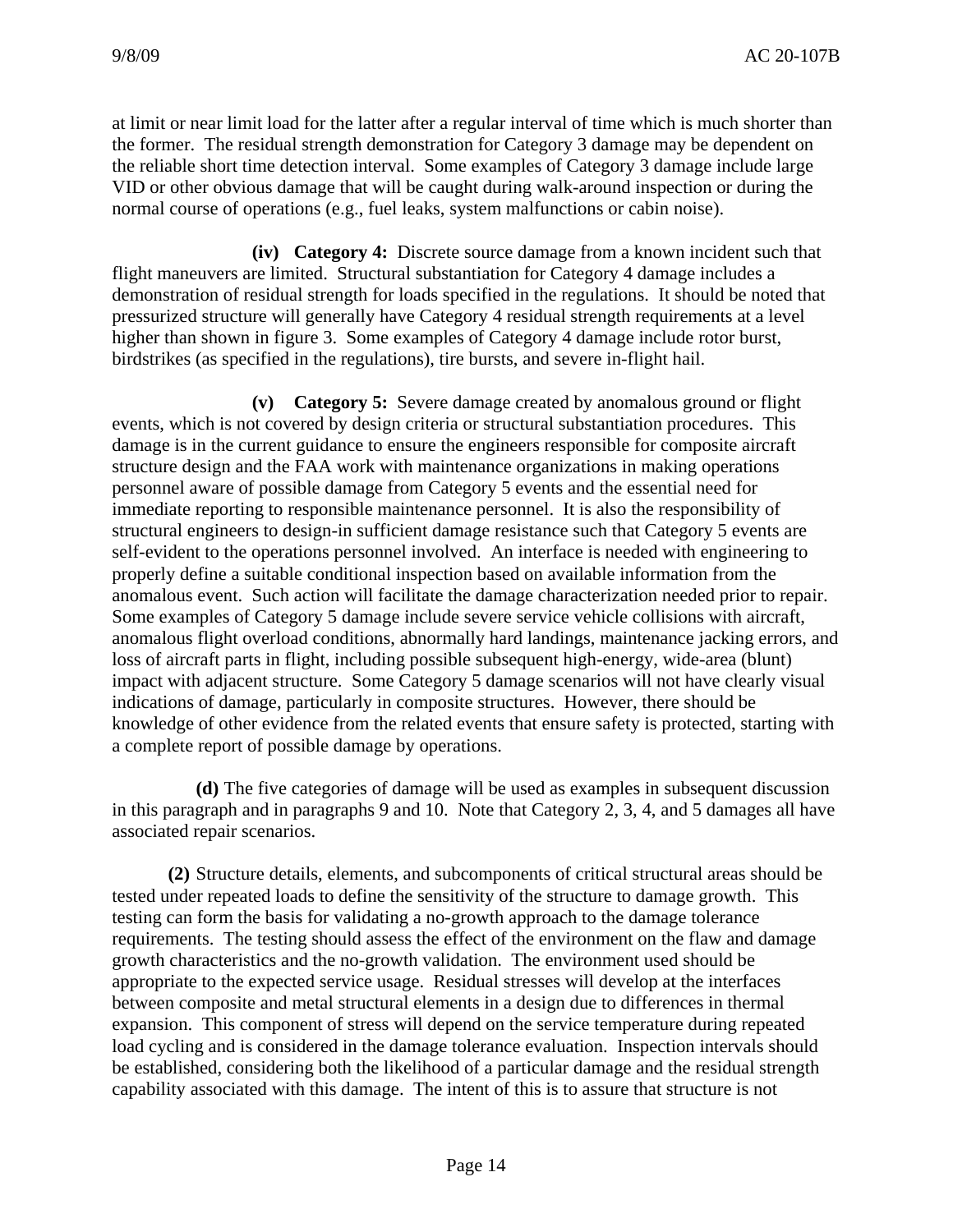at limit or near limit load for the latter after a regular interval of time which is much shorter than the former. The residual strength demonstration for Category 3 damage may be dependent on the reliable short time detection interval. Some examples of Category 3 damage include large VID or other obvious damage that will be caught during walk-around inspection or during the normal course of operations (e.g., fuel leaks, system malfunctions or cabin noise).

**(iv) Category 4:** Discrete source damage from a known incident such that flight maneuvers are limited. Structural substantiation for Category 4 damage includes a demonstration of residual strength for loads specified in the regulations. It should be noted that pressurized structure will generally have Category 4 residual strength requirements at a level higher than shown in figure 3. Some examples of Category 4 damage include rotor burst, birdstrikes (as specified in the regulations), tire bursts, and severe in-flight hail.

**(v) Category 5:** Severe damage created by anomalous ground or flight events, which is not covered by design criteria or structural substantiation procedures. This damage is in the current guidance to ensure the engineers responsible for composite aircraft structure design and the FAA work with maintenance organizations in making operations personnel aware of possible damage from Category 5 events and the essential need for immediate reporting to responsible maintenance personnel. It is also the responsibility of structural engineers to design-in sufficient damage resistance such that Category 5 events are self-evident to the operations personnel involved. An interface is needed with engineering to properly define a suitable conditional inspection based on available information from the anomalous event. Such action will facilitate the damage characterization needed prior to repair. Some examples of Category 5 damage include severe service vehicle collisions with aircraft, anomalous flight overload conditions, abnormally hard landings, maintenance jacking errors, and loss of aircraft parts in flight, including possible subsequent high-energy, wide-area (blunt) impact with adjacent structure. Some Category 5 damage scenarios will not have clearly visual indications of damage, particularly in composite structures. However, there should be knowledge of other evidence from the related events that ensure safety is protected, starting with a complete report of possible damage by operations.

**(d)** The five categories of damage will be used as examples in subsequent discussion in this paragraph and in paragraphs 9 and 10. Note that Category 2, 3, 4, and 5 damages all have associated repair scenarios.

**(2)** Structure details, elements, and subcomponents of critical structural areas should be tested under repeated loads to define the sensitivity of the structure to damage growth. This testing can form the basis for validating a no-growth approach to the damage tolerance requirements. The testing should assess the effect of the environment on the flaw and damage growth characteristics and the no-growth validation. The environment used should be appropriate to the expected service usage. Residual stresses will develop at the interfaces between composite and metal structural elements in a design due to differences in thermal expansion. This component of stress will depend on the service temperature during repeated load cycling and is considered in the damage tolerance evaluation. Inspection intervals should be established, considering both the likelihood of a particular damage and the residual strength capability associated with this damage. The intent of this is to assure that structure is not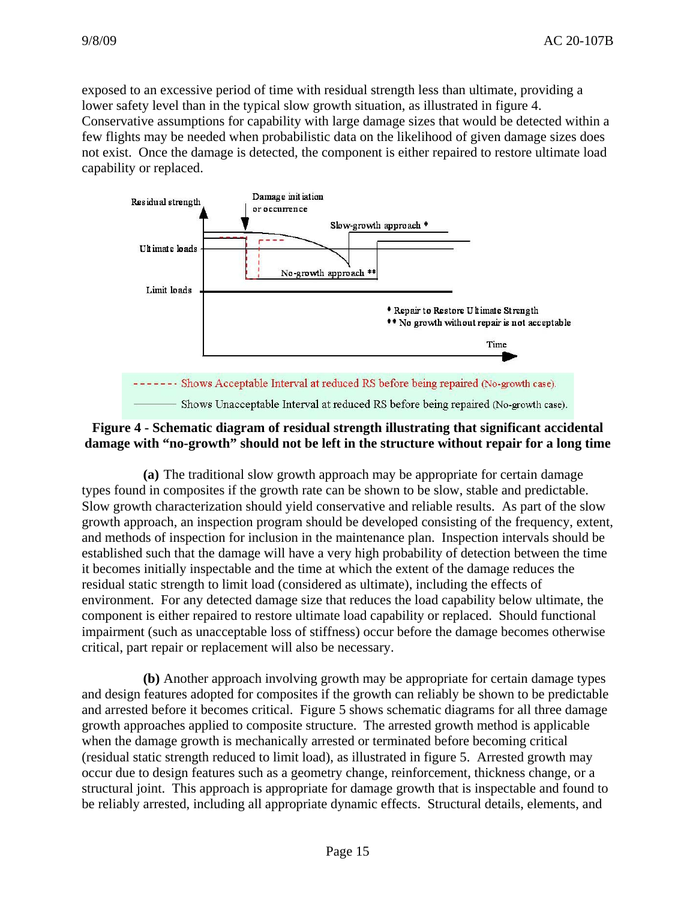exposed to an excessive period of time with residual strength less than ultimate, providing a lower safety level than in the typical slow growth situation, as illustrated in figure 4. Conservative assumptions for capability with large damage sizes that would be detected within a few flights may be needed when probabilistic data on the likelihood of given damage sizes does not exist. Once the damage is detected, the component is either repaired to restore ultimate load capability or replaced.

**Figure 4 - Schematic diagram of residual strength illustrating that significant accidental damage with "no-growth" should not be left in the structure without repair for a long time**

**(a)** The traditional slow growth approach may be appropriate for certain damage types found in composites if the growth rate can be shown to be slow, stable and predictable. Slow growth characterization should yield conservative and reliable results. As part of the slow growth approach, an inspection program should be developed consisting of the frequency, extent, and methods of inspection for inclusion in the maintenance plan. Inspection intervals should be established such that the damage will have a very high probability of detection between the time it becomes initially inspectable and the time at which the extent of the damage reduces the residual static strength to limit load (considered as ultimate), including the effects of environment. For any detected damage size that reduces the load capability below ultimate, the component is either repaired to restore ultimate load capability or replaced. Should functional impairment (such as unacceptable loss of stiffness) occur before the damage becomes otherwise critical, part repair or replacement will also be necessary.

**(b)** Another approach involving growth may be appropriate for certain damage types and design features adopted for composites if the growth can reliably be shown to be predictable and arrested before it becomes critical. Figure 5 shows schematic diagrams for all three damage growth approaches applied to composite structure. The arrested growth method is applicable when the damage growth is mechanically arrested or terminated before becoming critical (residual static strength reduced to limit load), as illustrated in figure 5. Arrested growth may occur due to design features such as a geometry change, reinforcement, thickness change, or a structural joint. This approach is appropriate for damage growth that is inspectable and found to be reliably arrested, including all appropriate dynamic effects. Structural details, elements, and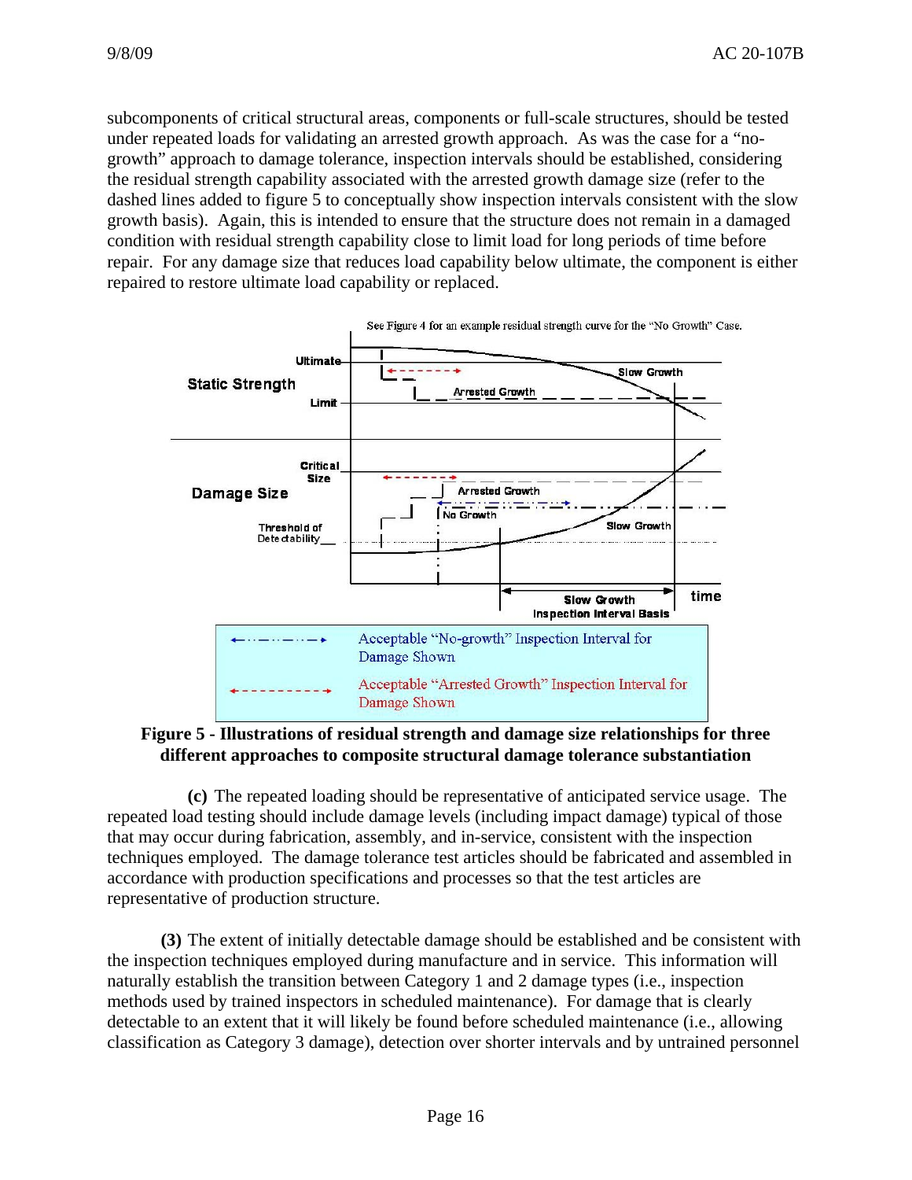subcomponents of critical structural areas, components or full-scale structures, should be tested under repeated loads for validating an arrested growth approach. As was the case for a "no-growth" approach to damage tolerance, inspection intervals should be established, considering the residual strength capability associated with the arrested growth damage size (refer to the dashed lines added to figure 5 to conceptually show inspection intervals consistent with the slow growth basis). Again, this is intended to ensure that the structure does not remain in a damaged condition with residual strength capability close to limit load for long periods of time before repair. For any damage size that reduces load capability below ultimate, the component is either repaired to restore ultimate load capability or replaced.

**Figure 5 - Illustrations of residual strength and damage size relationships for three different approaches to composite structural damage tolerance substantiation**

**(c)** The repeated loading should be representative of anticipated service usage. The repeated load testing should include damage levels (including impact damage) typical of those that may occur during fabrication, assembly, and in-service, consistent with the inspection techniques employed. The damage tolerance test articles should be fabricated and assembled in accordance with production specifications and processes so that the test articles are representative of production structure.

**(3)** The extent of initially detectable damage should be established and be consistent with the inspection techniques employed during manufacture and in service. This information will naturally establish the transition between Category 1 and 2 damage types (i.e., inspection methods used by trained inspectors in scheduled maintenance). For damage that is clearly detectable to an extent that it will likely be found before scheduled maintenance (i.e., allowing classification as Category 3 damage), detection over shorter intervals and by untrained personnel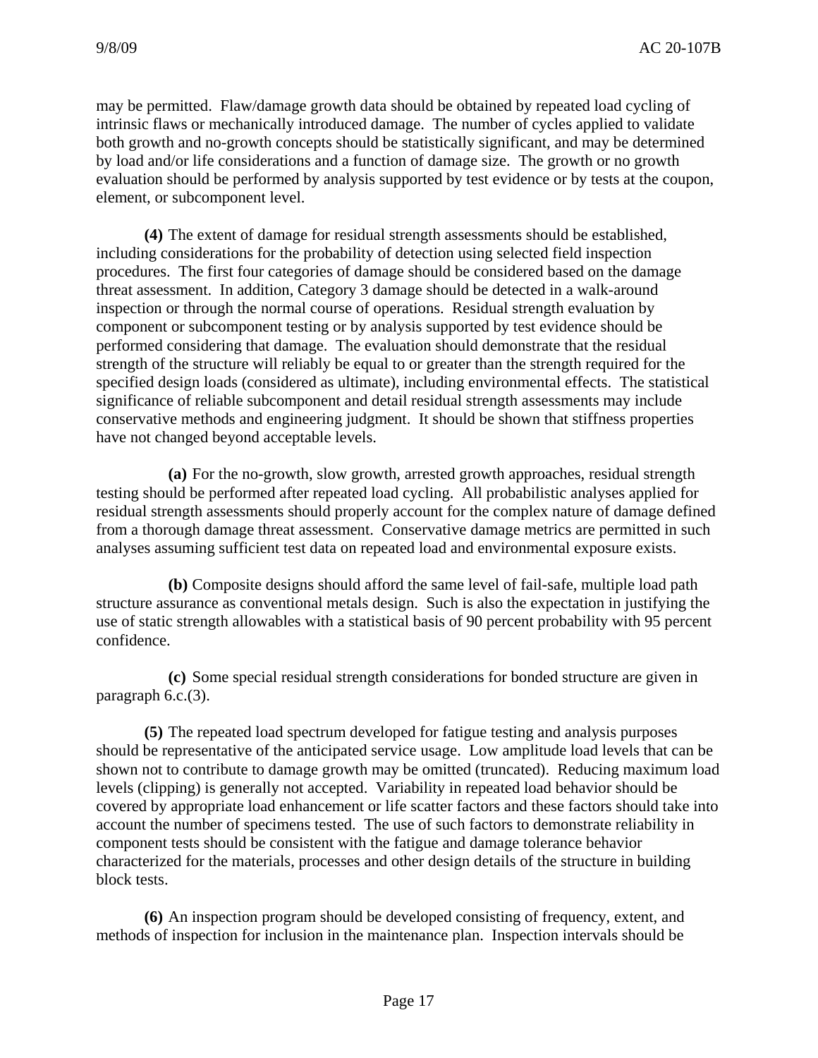may be permitted. Flaw/damage growth data should be obtained by repeated load cycling of intrinsic flaws or mechanically introduced damage. The number of cycles applied to validate both growth and no-growth concepts should be statistically significant, and may be determined by load and/or life considerations and a function of damage size. The growth or no growth evaluation should be performed by analysis supported by test evidence or by tests at the coupon, element, or subcomponent level.

**(4)** The extent of damage for residual strength assessments should be established, including considerations for the probability of detection using selected field inspection procedures. The first four categories of damage should be considered based on the damage threat assessment. In addition, Category 3 damage should be detected in a walk-around inspection or through the normal course of operations. Residual strength evaluation by component or subcomponent testing or by analysis supported by test evidence should be performed considering that damage. The evaluation should demonstrate that the residual strength of the structure will reliably be equal to or greater than the strength required for the specified design loads (considered as ultimate), including environmental effects. The statistical significance of reliable subcomponent and detail residual strength assessments may include conservative methods and engineering judgment. It should be shown that stiffness properties have not changed beyond acceptable levels.

**(a)** For the no-growth, slow growth, arrested growth approaches, residual strength testing should be performed after repeated load cycling. All probabilistic analyses applied for residual strength assessments should properly account for the complex nature of damage defined from a thorough damage threat assessment. Conservative damage metrics are permitted in such analyses assuming sufficient test data on repeated load and environmental exposure exists.

**(b)** Composite designs should afford the same level of fail-safe, multiple load path structure assurance as conventional metals design. Such is also the expectation in justifying the use of static strength allowables with a statistical basis of 90 percent probability with 95 percent confidence.

**(c)** Some special residual strength considerations for bonded structure are given in paragraph 6.c.(3).

**(5)** The repeated load spectrum developed for fatigue testing and analysis purposes should be representative of the anticipated service usage. Low amplitude load levels that can be shown not to contribute to damage growth may be omitted (truncated). Reducing maximum load levels (clipping) is generally not accepted. Variability in repeated load behavior should be covered by appropriate load enhancement or life scatter factors and these factors should take into account the number of specimens tested. The use of such factors to demonstrate reliability in component tests should be consistent with the fatigue and damage tolerance behavior characterized for the materials, processes and other design details of the structure in building block tests.

**(6)** An inspection program should be developed consisting of frequency, extent, and methods of inspection for inclusion in the maintenance plan. Inspection intervals should be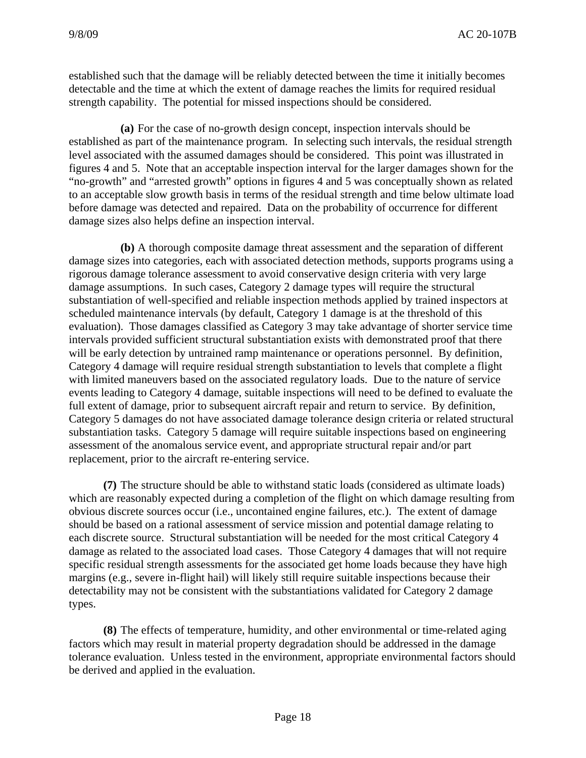established such that the damage will be reliably detected between the time it initially becomes detectable and the time at which the extent of damage reaches the limits for required residual strength capability. The potential for missed inspections should be considered.

**(a)** For the case of no-growth design concept, inspection intervals should be established as part of the maintenance program. In selecting such intervals, the residual strength level associated with the assumed damages should be considered. This point was illustrated in figures 4 and 5. Note that an acceptable inspection interval for the larger damages shown for the "no-growth" and "arrested growth" options in figures 4 and 5 was conceptually shown as related to an acceptable slow growth basis in terms of the residual strength and time below ultimate load before damage was detected and repaired. Data on the probability of occurrence for different damage sizes also helps define an inspection interval.

**(b)** A thorough composite damage threat assessment and the separation of different damage sizes into categories, each with associated detection methods, supports programs using a rigorous damage tolerance assessment to avoid conservative design criteria with very large damage assumptions. In such cases, Category 2 damage types will require the structural substantiation of well-specified and reliable inspection methods applied by trained inspectors at scheduled maintenance intervals (by default, Category 1 damage is at the threshold of this evaluation). Those damages classified as Category 3 may take advantage of shorter service time intervals provided sufficient structural substantiation exists with demonstrated proof that there will be early detection by untrained ramp maintenance or operations personnel. By definition, Category 4 damage will require residual strength substantiation to levels that complete a flight with limited maneuvers based on the associated regulatory loads. Due to the nature of service events leading to Category 4 damage, suitable inspections will need to be defined to evaluate the full extent of damage, prior to subsequent aircraft repair and return to service. By definition, Category 5 damages do not have associated damage tolerance design criteria or related structural substantiation tasks. Category 5 damage will require suitable inspections based on engineering assessment of the anomalous service event, and appropriate structural repair and/or part replacement, prior to the aircraft re-entering service.

**(7)** The structure should be able to withstand static loads (considered as ultimate loads) which are reasonably expected during a completion of the flight on which damage resulting from obvious discrete sources occur (i.e., uncontained engine failures, etc.). The extent of damage should be based on a rational assessment of service mission and potential damage relating to each discrete source. Structural substantiation will be needed for the most critical Category 4 damage as related to the associated load cases. Those Category 4 damages that will not require specific residual strength assessments for the associated get home loads because they have high margins (e.g., severe in-flight hail) will likely still require suitable inspections because their detectability may not be consistent with the substantiations validated for Category 2 damage types.

**(8)** The effects of temperature, humidity, and other environmental or time-related aging factors which may result in material property degradation should be addressed in the damage tolerance evaluation. Unless tested in the environment, appropriate environmental factors should be derived and applied in the evaluation.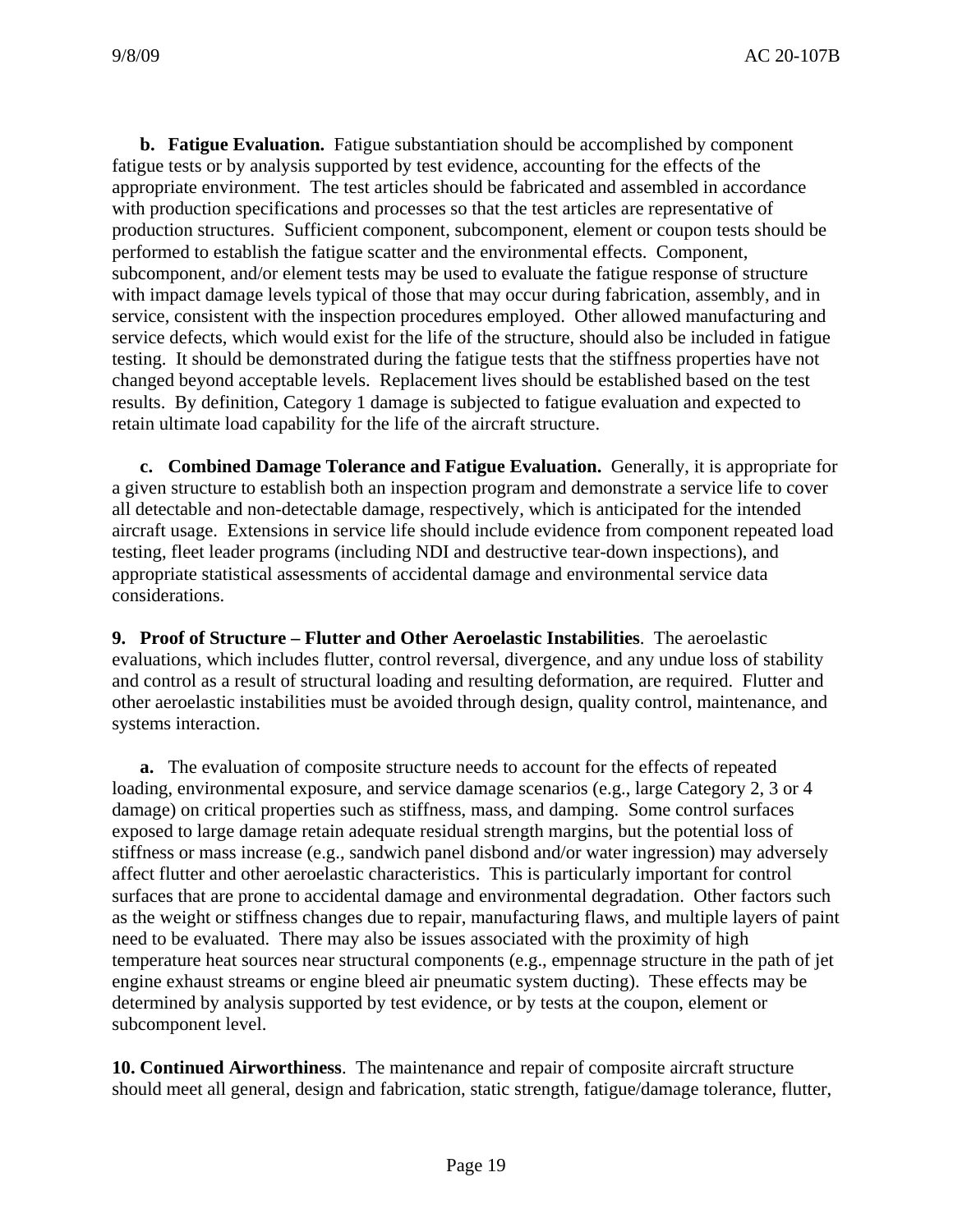**b. Fatigue Evaluation.** Fatigue substantiation should be accomplished by component fatigue tests or by analysis supported by test evidence, accounting for the effects of the appropriate environment. The test articles should be fabricated and assembled in accordance with production specifications and processes so that the test articles are representative of production structures. Sufficient component, subcomponent, element or coupon tests should be performed to establish the fatigue scatter and the environmental effects. Component, subcomponent, and/or element tests may be used to evaluate the fatigue response of structure with impact damage levels typical of those that may occur during fabrication, assembly, and in service, consistent with the inspection procedures employed. Other allowed manufacturing and service defects, which would exist for the life of the structure, should also be included in fatigue testing. It should be demonstrated during the fatigue tests that the stiffness properties have not changed beyond acceptable levels. Replacement lives should be established based on the test results. By definition, Category 1 damage is subjected to fatigue evaluation and expected to retain ultimate load capability for the life of the aircraft structure.

**c. Combined Damage Tolerance and Fatigue Evaluation.** Generally, it is appropriate for a given structure to establish both an inspection program and demonstrate a service life to cover all detectable and non-detectable damage, respectively, which is anticipated for the intended aircraft usage. Extensions in service life should include evidence from component repeated load testing, fleet leader programs (including NDI and destructive tear-down inspections), and appropriate statistical assessments of accidental damage and environmental service data considerations.

**9. Proof of Structure – Flutter and Other Aeroelastic Instabilities**. The aeroelastic evaluations, which includes flutter, control reversal, divergence, and any undue loss of stability and control as a result of structural loading and resulting deformation, are required. Flutter and other aeroelastic instabilities must be avoided through design, quality control, maintenance, and systems interaction.

**a.** The evaluation of composite structure needs to account for the effects of repeated loading, environmental exposure, and service damage scenarios (e.g., large Category 2, 3 or 4 damage) on critical properties such as stiffness, mass, and damping. Some control surfaces exposed to large damage retain adequate residual strength margins, but the potential loss of stiffness or mass increase (e.g., sandwich panel disbond and/or water ingression) may adversely affect flutter and other aeroelastic characteristics. This is particularly important for control surfaces that are prone to accidental damage and environmental degradation. Other factors such as the weight or stiffness changes due to repair, manufacturing flaws, and multiple layers of paint need to be evaluated. There may also be issues associated with the proximity of high temperature heat sources near structural components (e.g., empennage structure in the path of jet engine exhaust streams or engine bleed air pneumatic system ducting). These effects may be determined by analysis supported by test evidence, or by tests at the coupon, element or subcomponent level.

**10. Continued Airworthiness**. The maintenance and repair of composite aircraft structure should meet all general, design and fabrication, static strength, fatigue/damage tolerance, flutter,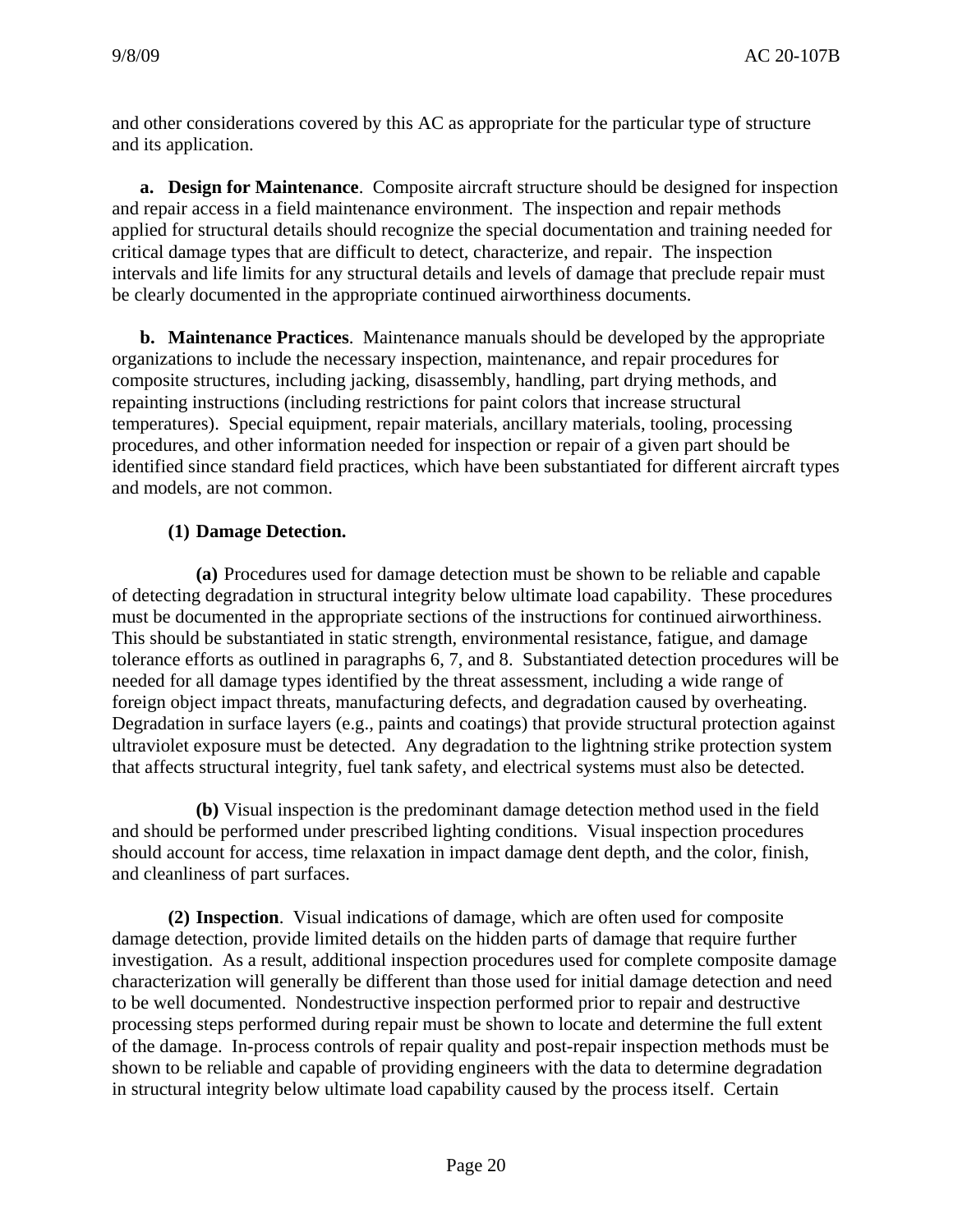and other considerations covered by this AC as appropriate for the particular type of structure and its application.

**a. Design for Maintenance**. Composite aircraft structure should be designed for inspection and repair access in a field maintenance environment. The inspection and repair methods applied for structural details should recognize the special documentation and training needed for critical damage types that are difficult to detect, characterize, and repair. The inspection intervals and life limits for any structural details and levels of damage that preclude repair must be clearly documented in the appropriate continued airworthiness documents.

**b. Maintenance Practices**. Maintenance manuals should be developed by the appropriate organizations to include the necessary inspection, maintenance, and repair procedures for composite structures, including jacking, disassembly, handling, part drying methods, and repainting instructions (including restrictions for paint colors that increase structural temperatures). Special equipment, repair materials, ancillary materials, tooling, processing procedures, and other information needed for inspection or repair of a given part should be identified since standard field practices, which have been substantiated for different aircraft types and models, are not common.

**(1) Damage Detection.**

**(a)** Procedures used for damage detection must be shown to be reliable and capable of detecting degradation in structural integrity below ultimate load capability. These procedures must be documented in the appropriate sections of the instructions for continued airworthiness. This should be substantiated in static strength, environmental resistance, fatigue, and damage tolerance efforts as outlined in paragraphs 6, 7, and 8. Substantiated detection procedures will be needed for all damage types identified by the threat assessment, including a wide range of foreign object impact threats, manufacturing defects, and degradation caused by overheating. Degradation in surface layers (e.g., paints and coatings) that provide structural protection against ultraviolet exposure must be detected. Any degradation to the lightning strike protection system that affects structural integrity, fuel tank safety, and electrical systems must also be detected.

**(b)** Visual inspection is the predominant damage detection method used in the field and should be performed under prescribed lighting conditions. Visual inspection procedures should account for access, time relaxation in impact damage dent depth, and the color, finish, and cleanliness of part surfaces.

**(2) Inspection**. Visual indications of damage, which are often used for composite damage detection, provide limited details on the hidden parts of damage that require further investigation. As a result, additional inspection procedures used for complete composite damage characterization will generally be different than those used for initial damage detection and need to be well documented. Nondestructive inspection performed prior to repair and destructive processing steps performed during repair must be shown to locate and determine the full extent of the damage. In-process controls of repair quality and post-repair inspection methods must be shown to be reliable and capable of providing engineers with the data to determine degradation in structural integrity below ultimate load capability caused by the process itself. Certain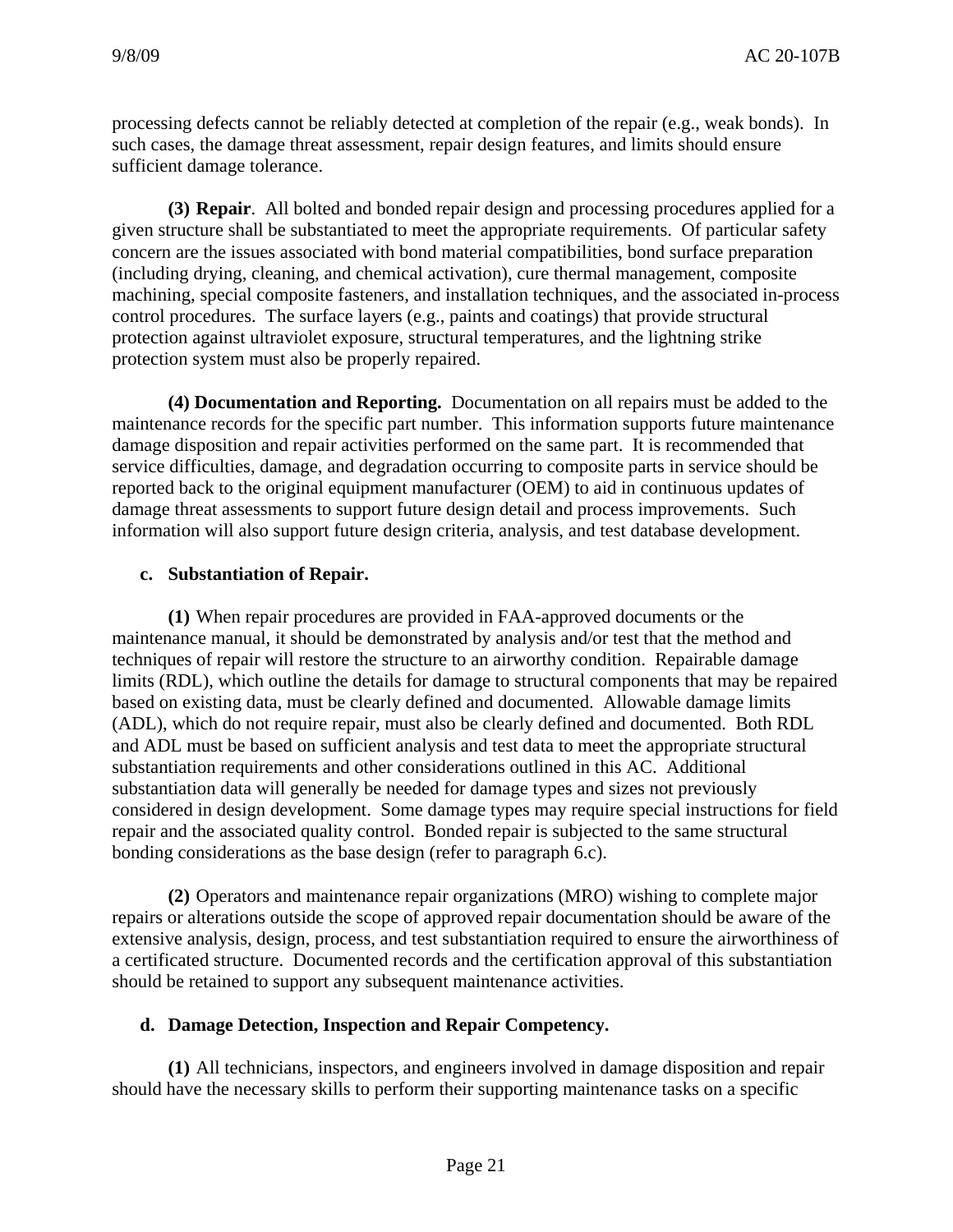processing defects cannot be reliably detected at completion of the repair (e.g., weak bonds). In such cases, the damage threat assessment, repair design features, and limits should ensure sufficient damage tolerance.

**(3) Repair**. All bolted and bonded repair design and processing procedures applied for a given structure shall be substantiated to meet the appropriate requirements. Of particular safety concern are the issues associated with bond material compatibilities, bond surface preparation (including drying, cleaning, and chemical activation), cure thermal management, composite machining, special composite fasteners, and installation techniques, and the associated in-process control procedures. The surface layers (e.g., paints and coatings) that provide structural protection against ultraviolet exposure, structural temperatures, and the lightning strike protection system must also be properly repaired.

**(4) Documentation and Reporting.** Documentation on all repairs must be added to the maintenance records for the specific part number. This information supports future maintenance damage disposition and repair activities performed on the same part. It is recommended that service difficulties, damage, and degradation occurring to composite parts in service should be reported back to the original equipment manufacturer (OEM) to aid in continuous updates of damage threat assessments to support future design detail and process improvements. Such information will also support future design criteria, analysis, and test database development.

**c. Substantiation of Repair.**

**(1)** When repair procedures are provided in FAA-approved documents or the maintenance manual, it should be demonstrated by analysis and/or test that the method and techniques of repair will restore the structure to an airworthy condition. Repairable damage limits (RDL), which outline the details for damage to structural components that may be repaired based on existing data, must be clearly defined and documented. Allowable damage limits (ADL), which do not require repair, must also be clearly defined and documented. Both RDL and ADL must be based on sufficient analysis and test data to meet the appropriate structural substantiation requirements and other considerations outlined in this AC. Additional substantiation data will generally be needed for damage types and sizes not previously considered in design development. Some damage types may require special instructions for field repair and the associated quality control. Bonded repair is subjected to the same structural bonding considerations as the base design (refer to paragraph 6.c).

**(2)** Operators and maintenance repair organizations (MRO) wishing to complete major repairs or alterations outside the scope of approved repair documentation should be aware of the extensive analysis, design, process, and test substantiation required to ensure the airworthiness of a certificated structure. Documented records and the certification approval of this substantiation should be retained to support any subsequent maintenance activities.

**d. Damage Detection, Inspection and Repair Competency.**

**(1)** All technicians, inspectors, and engineers involved in damage disposition and repair should have the necessary skills to perform their supporting maintenance tasks on a specific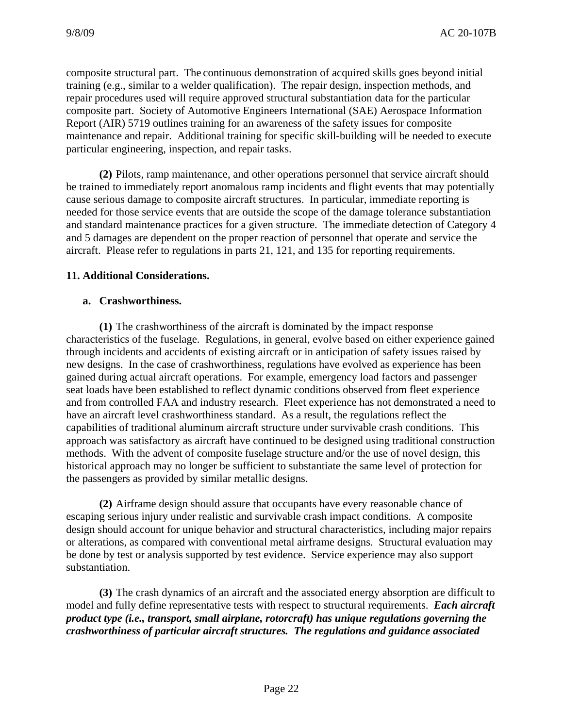composite structural part. The continuous demonstration of acquired skills goes beyond initial training (e.g., similar to a welder qualification). The repair design, inspection methods, and repair procedures used will require approved structural substantiation data for the particular composite part. Society of Automotive Engineers International (SAE) Aerospace Information Report (AIR) 5719 outlines training for an awareness of the safety issues for composite maintenance and repair. Additional training for specific skill-building will be needed to execute particular engineering, inspection, and repair tasks.

**(2)** Pilots, ramp maintenance, and other operations personnel that service aircraft should be trained to immediately report anomalous ramp incidents and flight events that may potentially cause serious damage to composite aircraft structures. In particular, immediate reporting is needed for those service events that are outside the scope of the damage tolerance substantiation and standard maintenance practices for a given structure. The immediate detection of Category 4 and 5 damages are dependent on the proper reaction of personnel that operate and service the aircraft. Please refer to regulations in parts 21, 121, and 135 for reporting requirements.

## 11. Additional Considerations.

### a. Crashworthiness.

**(1)** The crashworthiness of the aircraft is dominated by the impact response characteristics of the fuselage. Regulations, in general, evolve based on either experience gained through incidents and accidents of existing aircraft or in anticipation of safety issues raised by new designs. In the case of crashworthiness, regulations have evolved as experience has been gained during actual aircraft operations. For example, emergency load factors and passenger seat loads have been established to reflect dynamic conditions observed from fleet experience and from controlled FAA and industry research. Fleet experience has not demonstrated a need to have an aircraft level crashworthiness standard. As a result, the regulations reflect the capabilities of traditional aluminum aircraft structure under survivable crash conditions. This approach was satisfactory as aircraft have continued to be designed using traditional construction methods. With the advent of composite fuselage structure and/or the use of novel design, this historical approach may no longer be sufficient to substantiate the same level of protection for the passengers as provided by similar metallic designs.

**(2)** Airframe design should assure that occupants have every reasonable chance of escaping serious injury under realistic and survivable crash impact conditions. A composite design should account for unique behavior and structural characteristics, including major repairs or alterations, as compared with conventional metal airframe designs. Structural evaluation may be done by test or analysis supported by test evidence. Service experience may also support substantiation.

**(3)** The crash dynamics of an aircraft and the associated energy absorption are difficult to model and fully define representative tests with respect to structural requirements. ***Each aircraft product type (i.e., transport, small airplane, rotorcraft) has unique regulations governing the crashworthiness of particular aircraft structures. The regulations and guidance associated***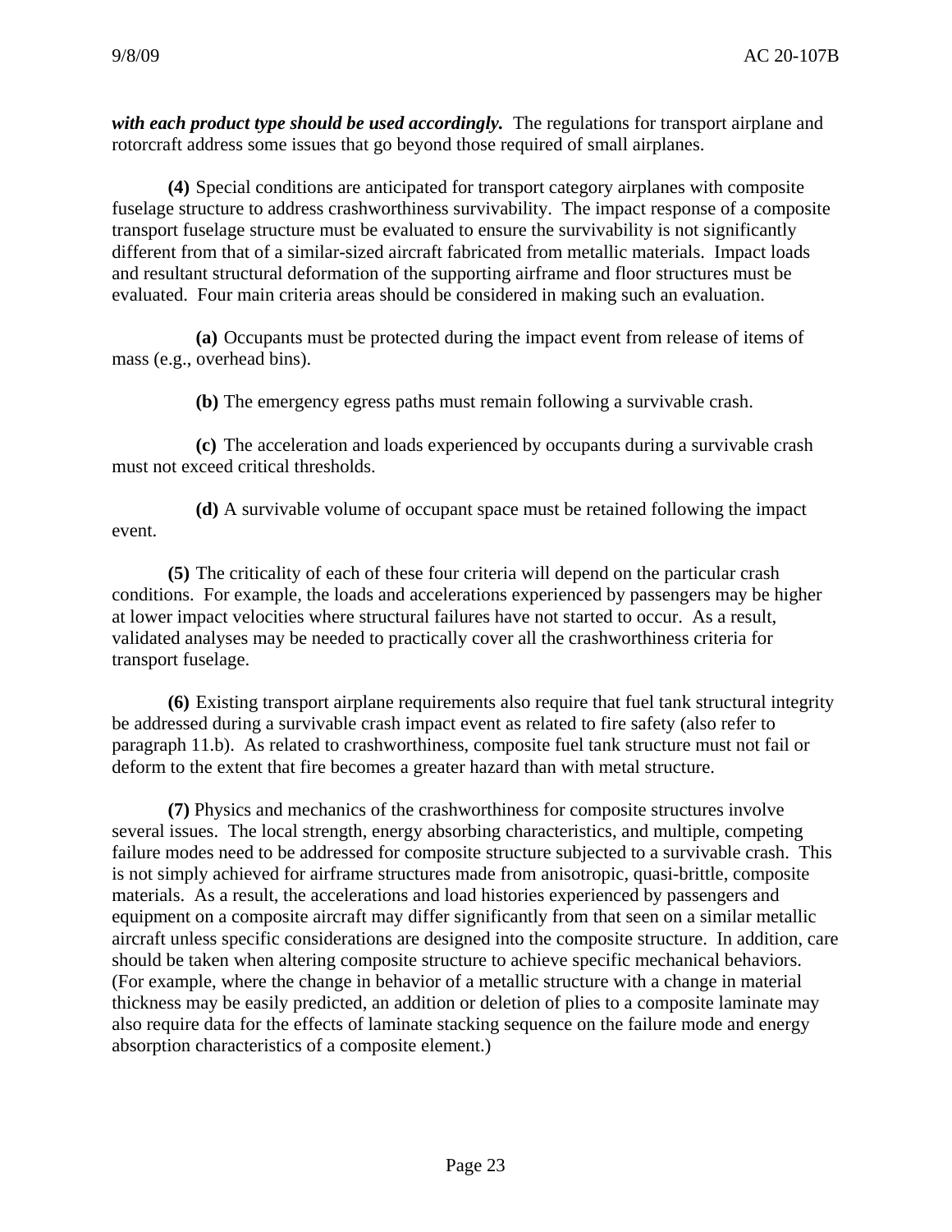***with each product type should be used accordingly.*** The regulations for transport airplane and rotorcraft address some issues that go beyond those required of small airplanes.

**(4)** Special conditions are anticipated for transport category airplanes with composite fuselage structure to address crashworthiness survivability. The impact response of a composite transport fuselage structure must be evaluated to ensure the survivability is not significantly different from that of a similar-sized aircraft fabricated from metallic materials. Impact loads and resultant structural deformation of the supporting airframe and floor structures must be evaluated. Four main criteria areas should be considered in making such an evaluation.

**(a)** Occupants must be protected during the impact event from release of items of mass (e.g., overhead bins).

**(b)** The emergency egress paths must remain following a survivable crash.

**(c)** The acceleration and loads experienced by occupants during a survivable crash must not exceed critical thresholds.

**(d)** A survivable volume of occupant space must be retained following the impact event.

**(5)** The criticality of each of these four criteria will depend on the particular crash conditions. For example, the loads and accelerations experienced by passengers may be higher at lower impact velocities where structural failures have not started to occur. As a result, validated analyses may be needed to practically cover all the crashworthiness criteria for transport fuselage.

**(6)** Existing transport airplane requirements also require that fuel tank structural integrity be addressed during a survivable crash impact event as related to fire safety (also refer to paragraph 11.b). As related to crashworthiness, composite fuel tank structure must not fail or deform to the extent that fire becomes a greater hazard than with metal structure.

**(7)** Physics and mechanics of the crashworthiness for composite structures involve several issues. The local strength, energy absorbing characteristics, and multiple, competing failure modes need to be addressed for composite structure subjected to a survivable crash. This is not simply achieved for airframe structures made from anisotropic, quasi-brittle, composite materials. As a result, the accelerations and load histories experienced by passengers and equipment on a composite aircraft may differ significantly from that seen on a similar metallic aircraft unless specific considerations are designed into the composite structure. In addition, care should be taken when altering composite structure to achieve specific mechanical behaviors. (For example, where the change in behavior of a metallic structure with a change in material thickness may be easily predicted, an addition or deletion of plies to a composite laminate may also require data for the effects of laminate stacking sequence on the failure mode and energy absorption characteristics of a composite element.)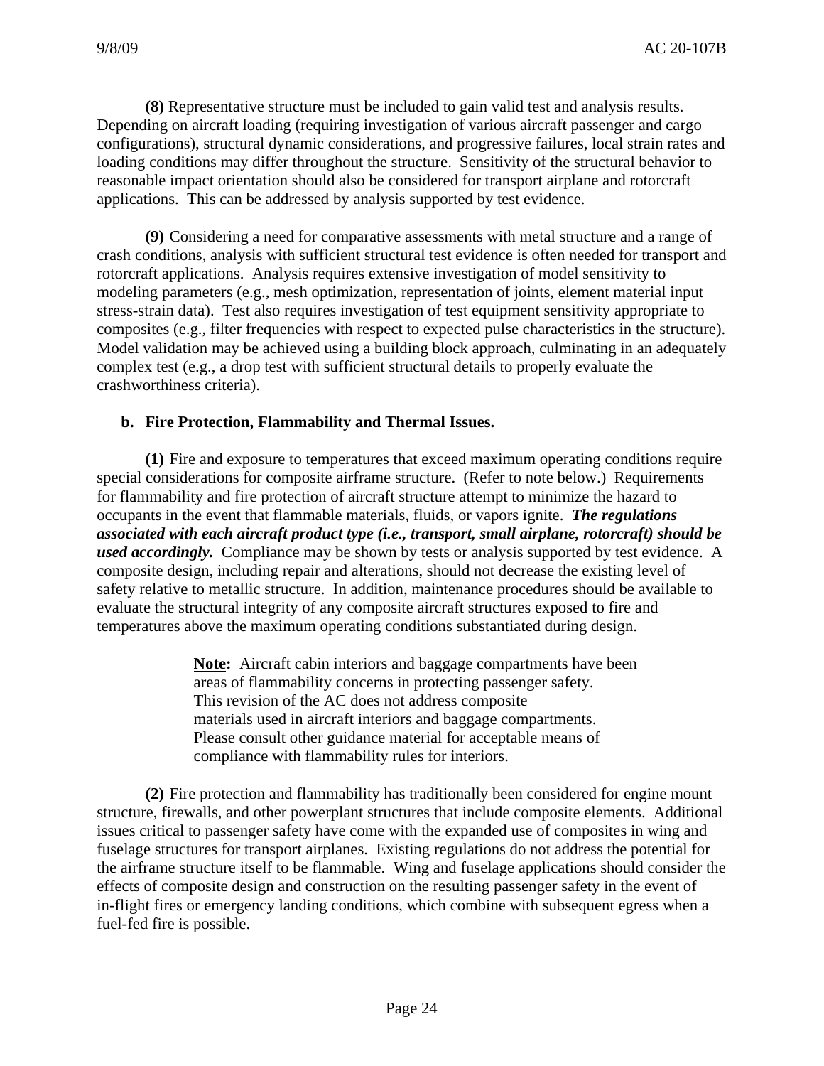**(8)** Representative structure must be included to gain valid test and analysis results. Depending on aircraft loading (requiring investigation of various aircraft passenger and cargo configurations), structural dynamic considerations, and progressive failures, local strain rates and loading conditions may differ throughout the structure. Sensitivity of the structural behavior to reasonable impact orientation should also be considered for transport airplane and rotorcraft applications. This can be addressed by analysis supported by test evidence.

**(9)** Considering a need for comparative assessments with metal structure and a range of crash conditions, analysis with sufficient structural test evidence is often needed for transport and rotorcraft applications. Analysis requires extensive investigation of model sensitivity to modeling parameters (e.g., mesh optimization, representation of joints, element material input stress-strain data). Test also requires investigation of test equipment sensitivity appropriate to composites (e.g., filter frequencies with respect to expected pulse characteristics in the structure). Model validation may be achieved using a building block approach, culminating in an adequately complex test (e.g., a drop test with sufficient structural details to properly evaluate the crashworthiness criteria).

**b. Fire Protection, Flammability and Thermal Issues.**

**(1)** Fire and exposure to temperatures that exceed maximum operating conditions require special considerations for composite airframe structure. (Refer to note below.) Requirements for flammability and fire protection of aircraft structure attempt to minimize the hazard to occupants in the event that flammable materials, fluids, or vapors ignite. ***The regulations associated with each aircraft product type (i.e., transport, small airplane, rotorcraft) should be used accordingly.*** Compliance may be shown by tests or analysis supported by test evidence. A composite design, including repair and alterations, should not decrease the existing level of safety relative to metallic structure. In addition, maintenance procedures should be available to evaluate the structural integrity of any composite aircraft structures exposed to fire and temperatures above the maximum operating conditions substantiated during design.

> **Note:** Aircraft cabin interiors and baggage compartments have been areas of flammability concerns in protecting passenger safety. This revision of the AC does not address composite materials used in aircraft interiors and baggage compartments. Please consult other guidance material for acceptable means of compliance with flammability rules for interiors.

**(2)** Fire protection and flammability has traditionally been considered for engine mount structure, firewalls, and other powerplant structures that include composite elements. Additional issues critical to passenger safety have come with the expanded use of composites in wing and fuselage structures for transport airplanes. Existing regulations do not address the potential for the airframe structure itself to be flammable. Wing and fuselage applications should consider the effects of composite design and construction on the resulting passenger safety in the event of in-flight fires or emergency landing conditions, which combine with subsequent egress when a fuel-fed fire is possible.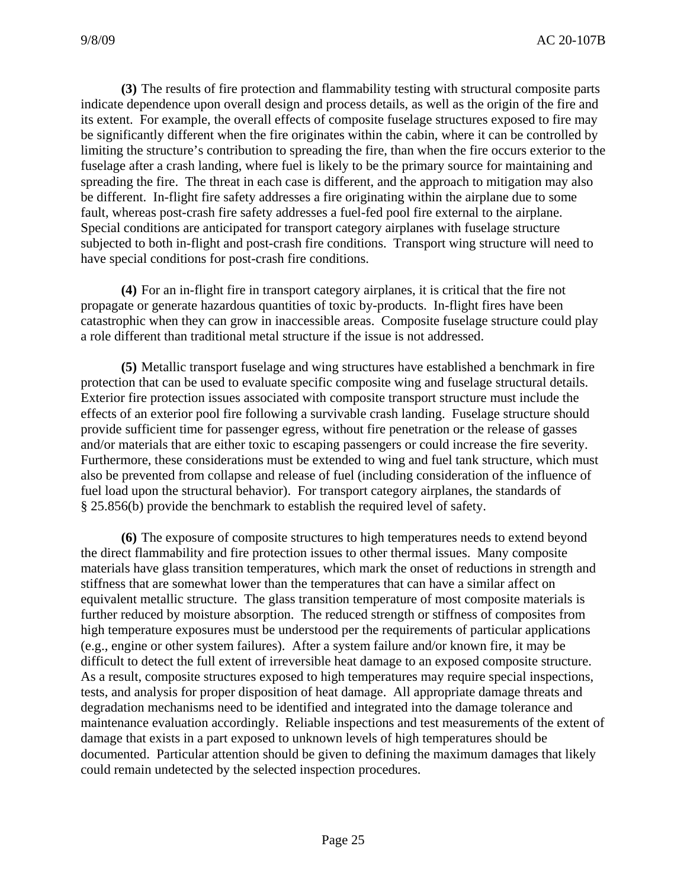**(3)** The results of fire protection and flammability testing with structural composite parts indicate dependence upon overall design and process details, as well as the origin of the fire and its extent. For example, the overall effects of composite fuselage structures exposed to fire may be significantly different when the fire originates within the cabin, where it can be controlled by limiting the structure's contribution to spreading the fire, than when the fire occurs exterior to the fuselage after a crash landing, where fuel is likely to be the primary source for maintaining and spreading the fire. The threat in each case is different, and the approach to mitigation may also be different. In-flight fire safety addresses a fire originating within the airplane due to some fault, whereas post-crash fire safety addresses a fuel-fed pool fire external to the airplane. Special conditions are anticipated for transport category airplanes with fuselage structure subjected to both in-flight and post-crash fire conditions. Transport wing structure will need to have special conditions for post-crash fire conditions.

**(4)** For an in-flight fire in transport category airplanes, it is critical that the fire not propagate or generate hazardous quantities of toxic by-products. In-flight fires have been catastrophic when they can grow in inaccessible areas. Composite fuselage structure could play a role different than traditional metal structure if the issue is not addressed.

**(5)** Metallic transport fuselage and wing structures have established a benchmark in fire protection that can be used to evaluate specific composite wing and fuselage structural details. Exterior fire protection issues associated with composite transport structure must include the effects of an exterior pool fire following a survivable crash landing. Fuselage structure should provide sufficient time for passenger egress, without fire penetration or the release of gasses and/or materials that are either toxic to escaping passengers or could increase the fire severity. Furthermore, these considerations must be extended to wing and fuel tank structure, which must also be prevented from collapse and release of fuel (including consideration of the influence of fuel load upon the structural behavior). For transport category airplanes, the standards of § 25.856(b) provide the benchmark to establish the required level of safety.

**(6)** The exposure of composite structures to high temperatures needs to extend beyond the direct flammability and fire protection issues to other thermal issues. Many composite materials have glass transition temperatures, which mark the onset of reductions in strength and stiffness that are somewhat lower than the temperatures that can have a similar affect on equivalent metallic structure. The glass transition temperature of most composite materials is further reduced by moisture absorption. The reduced strength or stiffness of composites from high temperature exposures must be understood per the requirements of particular applications (e.g., engine or other system failures). After a system failure and/or known fire, it may be difficult to detect the full extent of irreversible heat damage to an exposed composite structure. As a result, composite structures exposed to high temperatures may require special inspections, tests, and analysis for proper disposition of heat damage. All appropriate damage threats and degradation mechanisms need to be identified and integrated into the damage tolerance and maintenance evaluation accordingly. Reliable inspections and test measurements of the extent of damage that exists in a part exposed to unknown levels of high temperatures should be documented. Particular attention should be given to defining the maximum damages that likely could remain undetected by the selected inspection procedures.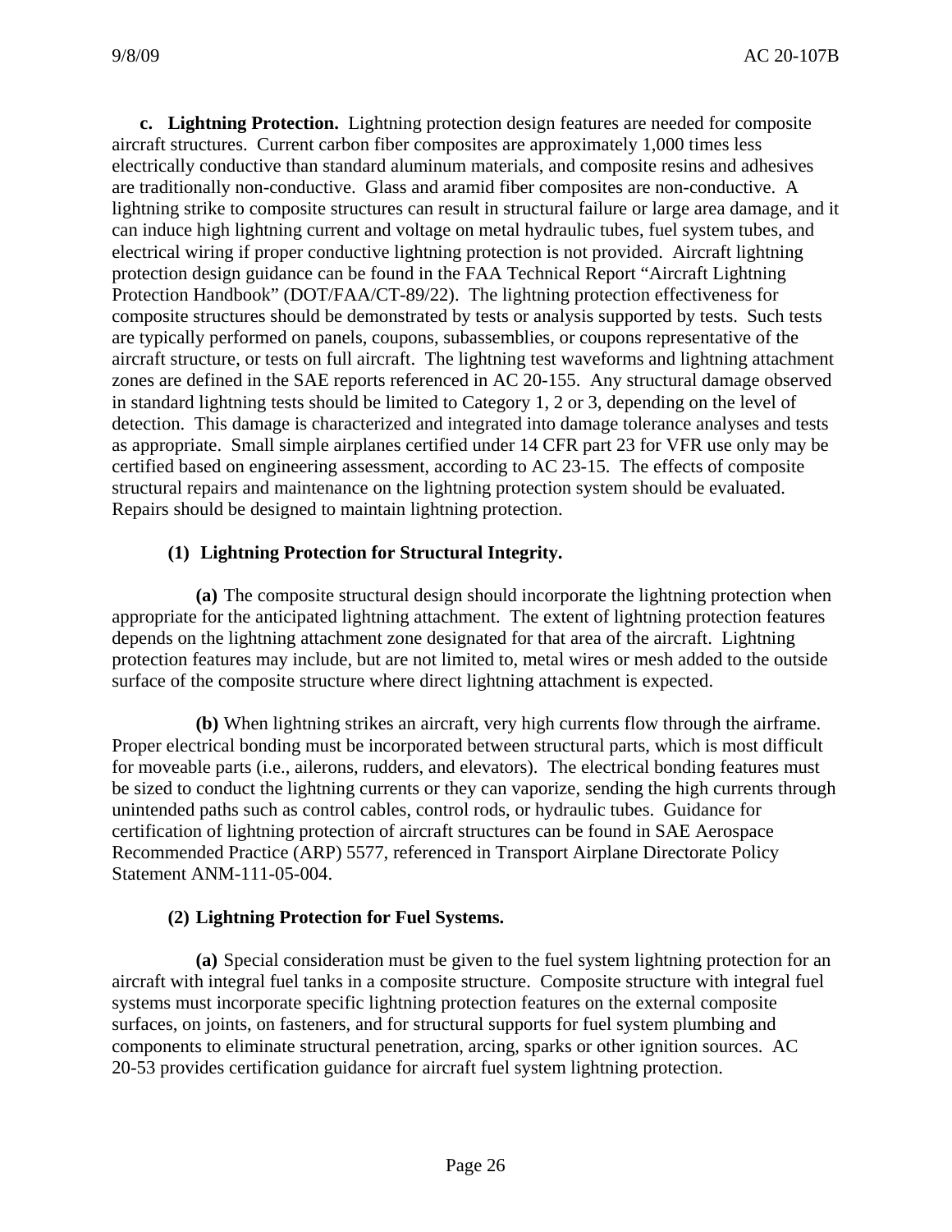**c. Lightning Protection.** Lightning protection design features are needed for composite aircraft structures. Current carbon fiber composites are approximately 1,000 times less electrically conductive than standard aluminum materials, and composite resins and adhesives are traditionally non-conductive. Glass and aramid fiber composites are non-conductive. A lightning strike to composite structures can result in structural failure or large area damage, and it can induce high lightning current and voltage on metal hydraulic tubes, fuel system tubes, and electrical wiring if proper conductive lightning protection is not provided. Aircraft lightning protection design guidance can be found in the FAA Technical Report "Aircraft Lightning Protection Handbook" (DOT/FAA/CT-89/22). The lightning protection effectiveness for composite structures should be demonstrated by tests or analysis supported by tests. Such tests are typically performed on panels, coupons, subassemblies, or coupons representative of the aircraft structure, or tests on full aircraft. The lightning test waveforms and lightning attachment zones are defined in the SAE reports referenced in AC 20-155. Any structural damage observed in standard lightning tests should be limited to Category 1, 2 or 3, depending on the level of detection. This damage is characterized and integrated into damage tolerance analyses and tests as appropriate. Small simple airplanes certified under 14 CFR part 23 for VFR use only may be certified based on engineering assessment, according to AC 23-15. The effects of composite structural repairs and maintenance on the lightning protection system should be evaluated. Repairs should be designed to maintain lightning protection.

**(1) Lightning Protection for Structural Integrity.**

**(a)** The composite structural design should incorporate the lightning protection when appropriate for the anticipated lightning attachment. The extent of lightning protection features depends on the lightning attachment zone designated for that area of the aircraft. Lightning protection features may include, but are not limited to, metal wires or mesh added to the outside surface of the composite structure where direct lightning attachment is expected.

**(b)** When lightning strikes an aircraft, very high currents flow through the airframe. Proper electrical bonding must be incorporated between structural parts, which is most difficult for moveable parts (i.e., ailerons, rudders, and elevators). The electrical bonding features must be sized to conduct the lightning currents or they can vaporize, sending the high currents through unintended paths such as control cables, control rods, or hydraulic tubes. Guidance for certification of lightning protection of aircraft structures can be found in SAE Aerospace Recommended Practice (ARP) 5577, referenced in Transport Airplane Directorate Policy Statement ANM-111-05-004.

**(2) Lightning Protection for Fuel Systems.**

**(a)** Special consideration must be given to the fuel system lightning protection for an aircraft with integral fuel tanks in a composite structure. Composite structure with integral fuel systems must incorporate specific lightning protection features on the external composite surfaces, on joints, on fasteners, and for structural supports for fuel system plumbing and components to eliminate structural penetration, arcing, sparks or other ignition sources. AC 20-53 provides certification guidance for aircraft fuel system lightning protection.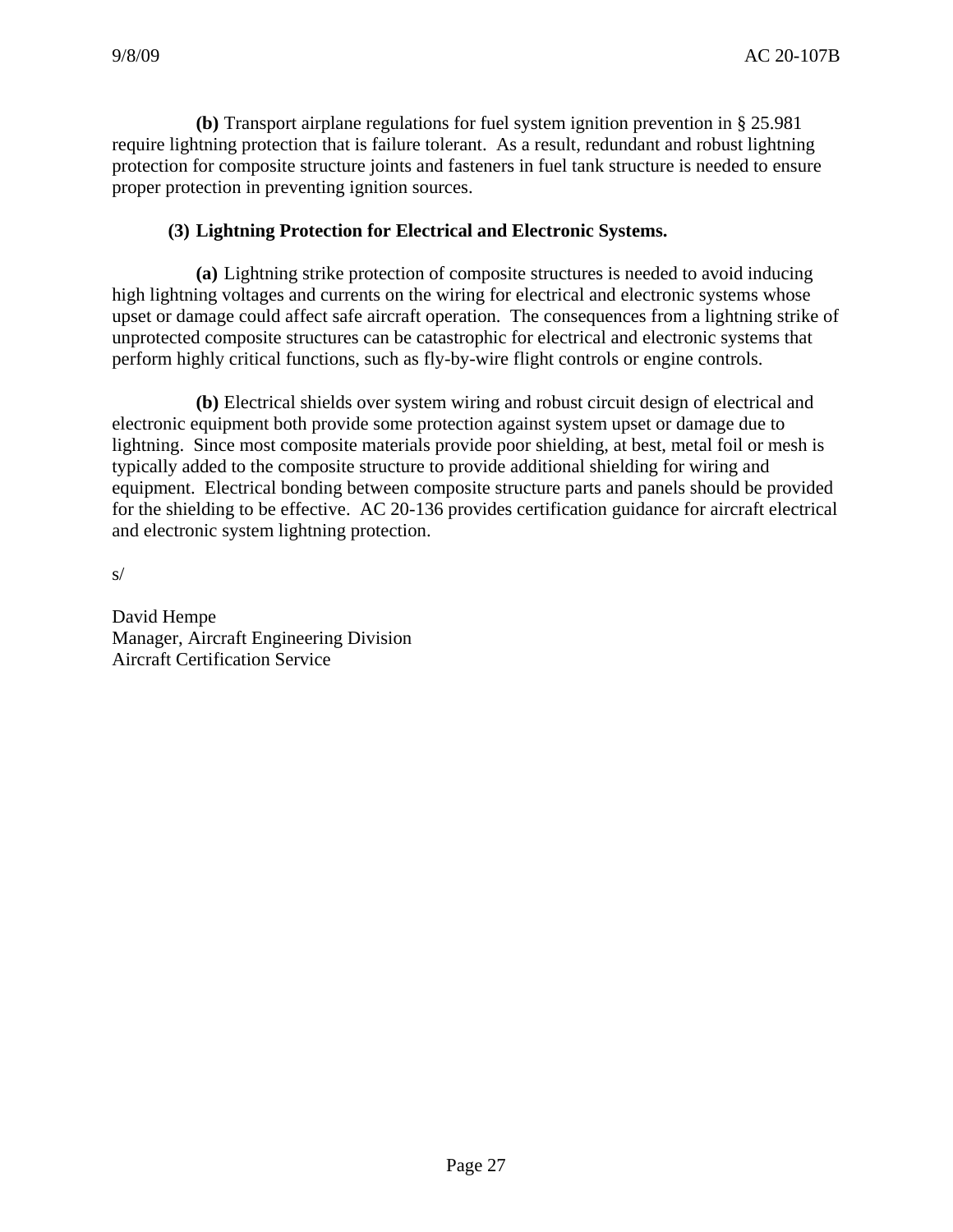**(b)** Transport airplane regulations for fuel system ignition prevention in § 25.981 require lightning protection that is failure tolerant. As a result, redundant and robust lightning protection for composite structure joints and fasteners in fuel tank structure is needed to ensure proper protection in preventing ignition sources.

**(3) Lightning Protection for Electrical and Electronic Systems.**

**(a)** Lightning strike protection of composite structures is needed to avoid inducing high lightning voltages and currents on the wiring for electrical and electronic systems whose upset or damage could affect safe aircraft operation. The consequences from a lightning strike of unprotected composite structures can be catastrophic for electrical and electronic systems that perform highly critical functions, such as fly-by-wire flight controls or engine controls.

**(b)** Electrical shields over system wiring and robust circuit design of electrical and electronic equipment both provide some protection against system upset or damage due to lightning. Since most composite materials provide poor shielding, at best, metal foil or mesh is typically added to the composite structure to provide additional shielding for wiring and equipment. Electrical bonding between composite structure parts and panels should be provided for the shielding to be effective. AC 20-136 provides certification guidance for aircraft electrical and electronic system lightning protection.

s/

David Hempe
Manager, Aircraft Engineering Division
Aircraft Certification Service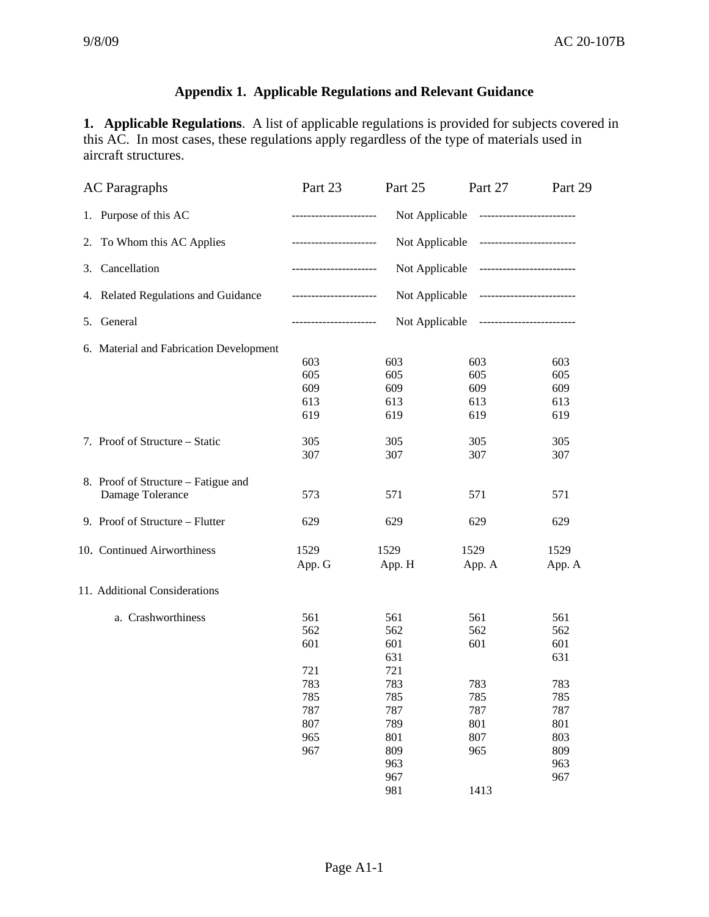## Appendix 1. Applicable Regulations and Relevant Guidance

**1. Applicable Regulations**. A list of applicable regulations is provided for subjects covered in this AC. In most cases, these regulations apply regardless of the type of materials used in aircraft structures.

| AC Paragraphs | Part 23 | Part 25 | Part 27 | Part 29 |
|---|---|---|---|---|
| 1. Purpose of this AC | ---------------------- Not Applicable ------------------------ | | | |
| 2. To Whom this AC Applies | ---------------------- Not Applicable ------------------------ | | | |
| 3. Cancellation | ---------------------- Not Applicable ------------------------ | | | |
| 4. Related Regulations and Guidance | ---------------------- Not Applicable ------------------------ | | | |
| 5. General | ---------------------- Not Applicable ------------------------ | | | |
| 6. Material and Fabrication Development | 603 | 603 | 603 | 603 |
| | 605 | 605 | 605 | 605 |
| | 609 | 609 | 609 | 609 |
| | 613 | 613 | 613 | 613 |
| | 619 | 619 | 619 | 619 |
| 7. Proof of Structure – Static | 305 | 305 | 305 | 305 |
| | 307 | 307 | 307 | 307 |
| 8. Proof of Structure – Fatigue and Damage Tolerance | 573 | 571 | 571 | 571 |
| 9. Proof of Structure – Flutter | 629 | 629 | 629 | 629 |
| 10. Continued Airworthiness | 1529 | 1529 | 1529 | 1529 |
| | App. G | App. H | App. A | App. A |
| 11. Additional Considerations | | | | |
| a. Crashworthiness | 561 | 561 | 561 | 561 |
| | 562 | 562 | 562 | 562 |
| | 601 | 601 | 601 | 601 |
| | | 631 | | 631 |
| | 721 | 721 | | |
| | 783 | 783 | 783 | 783 |
| | 785 | 785 | 785 | 785 |
| | 787 | 787 | 787 | 787 |
| | 807 | 789 | 801 | 801 |
| | 965 | 801 | 807 | 803 |
| | 967 | 809 | 965 | 809 |
| | | 963 | | 963 |
| | | 967 | | 967 |
| | | 981 | 1413 | |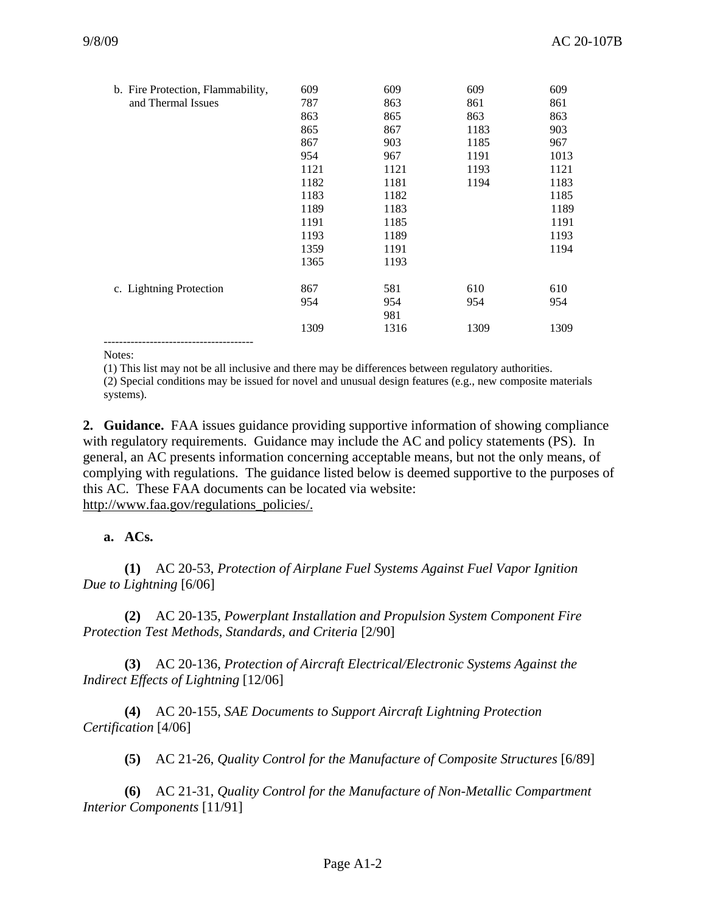| | | | | |
|---|---|---|---|---|
| b. Fire Protection, Flammability, and Thermal Issues | 609<br>787<br>863<br>865<br>867<br>954<br>1121<br>1182<br>1183<br>1189<br>1191<br>1193<br>1359<br>1365 | 609<br>863<br>865<br>867<br>903<br>967<br>1121<br>1181<br>1182<br>1183<br>1185<br>1189<br>1191<br>1193 | 609<br>861<br>863<br>1183<br>1185<br>1191<br>1193<br>1194 | 609<br>861<br>863<br>903<br>967<br>1013<br>1121<br>1183<br>1185<br>1189<br>1191<br>1193<br>1194 |
| c. Lightning Protection | 867<br>954<br><br>1309 | 581<br>954<br>981<br>1316 | 610<br>954<br><br>1309 | 610<br>954<br><br>1309 |

---------------------------------------

Notes:

(1) This list may not be all inclusive and there may be differences between regulatory authorities.

(2) Special conditions may be issued for novel and unusual design features (e.g., new composite materials systems).

**2. Guidance.** FAA issues guidance providing supportive information of showing compliance with regulatory requirements. Guidance may include the AC and policy statements (PS). In general, an AC presents information concerning acceptable means, but not the only means, of complying with regulations. The guidance listed below is deemed supportive to the purposes of this AC. These FAA documents can be located via website: http://www.faa.gov/regulations_policies/.

**a. ACs.**

**(1)** AC 20-53, *Protection of Airplane Fuel Systems Against Fuel Vapor Ignition Due to Lightning* [6/06]

**(2)** AC 20-135, *Powerplant Installation and Propulsion System Component Fire Protection Test Methods, Standards, and Criteria* [2/90]

**(3)** AC 20-136, *Protection of Aircraft Electrical/Electronic Systems Against the Indirect Effects of Lightning* [12/06]

**(4)** AC 20-155, *SAE Documents to Support Aircraft Lightning Protection Certification* [4/06]

**(5)** AC 21-26, *Quality Control for the Manufacture of Composite Structures* [6/89]

**(6)** AC 21-31, *Quality Control for the Manufacture of Non-Metallic Compartment Interior Components* [11/91]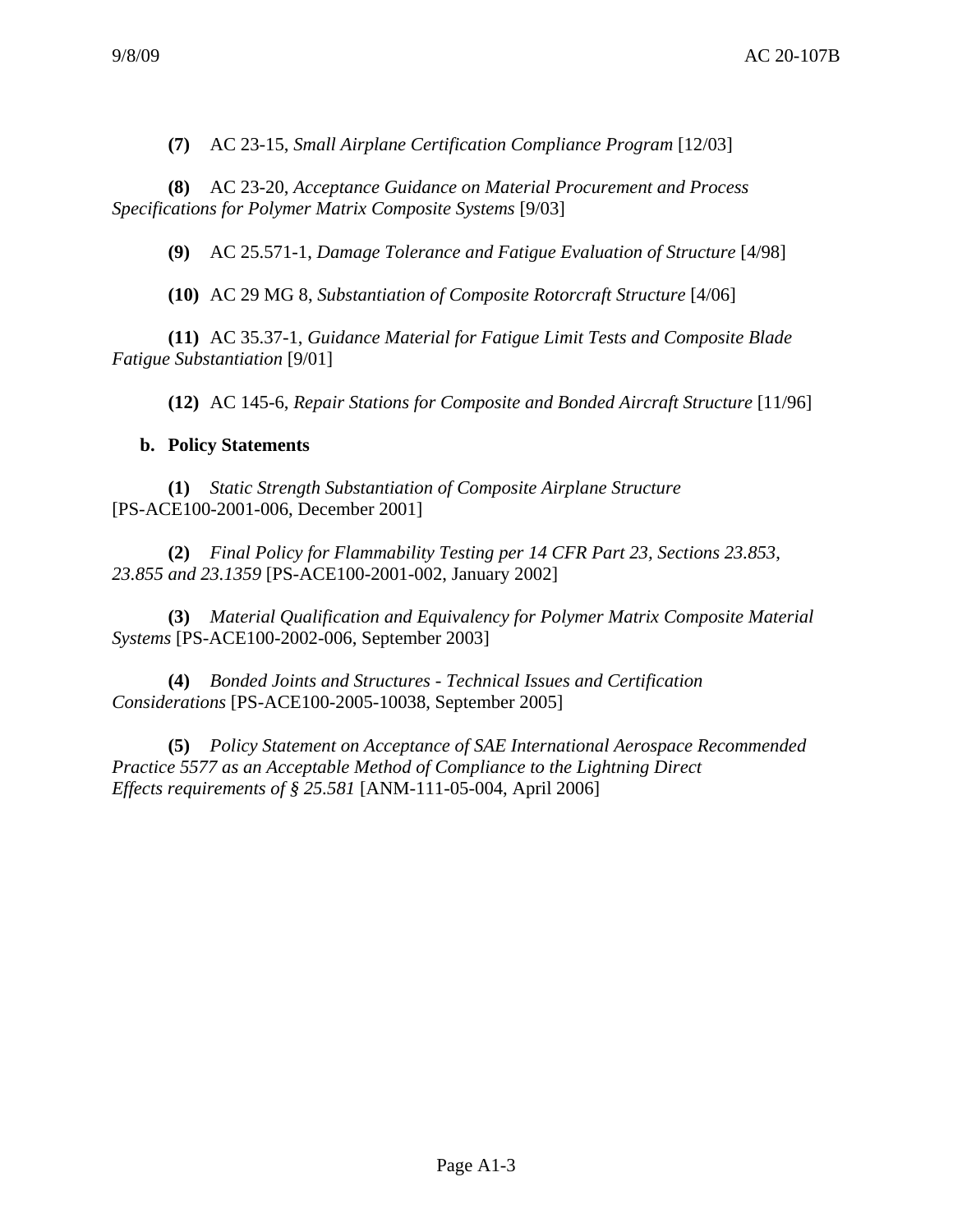**(7)** AC 23-15, *Small Airplane Certification Compliance Program* [12/03]

**(8)** AC 23-20, *Acceptance Guidance on Material Procurement and Process Specifications for Polymer Matrix Composite Systems* [9/03]

**(9)** AC 25.571-1, *Damage Tolerance and Fatigue Evaluation of Structure* [4/98]

**(10)** AC 29 MG 8, *Substantiation of Composite Rotorcraft Structure* [4/06]

**(11)** AC 35.37-1, *Guidance Material for Fatigue Limit Tests and Composite Blade Fatigue Substantiation* [9/01]

**(12)** AC 145-6, *Repair Stations for Composite and Bonded Aircraft Structure* [11/96]

**b. Policy Statements**

**(1)** *Static Strength Substantiation of Composite Airplane Structure* [PS-ACE100-2001-006, December 2001]

**(2)** *Final Policy for Flammability Testing per 14 CFR Part 23, Sections 23.853, 23.855 and 23.1359* [PS-ACE100-2001-002, January 2002]

**(3)** *Material Qualification and Equivalency for Polymer Matrix Composite Material Systems* [PS-ACE100-2002-006, September 2003]

**(4)** *Bonded Joints and Structures - Technical Issues and Certification Considerations* [PS-ACE100-2005-10038, September 2005]

**(5)** *Policy Statement on Acceptance of SAE International Aerospace Recommended Practice 5577 as an Acceptable Method of Compliance to the Lightning Direct Effects requirements of § 25.581* [ANM-111-05-004, April 2006]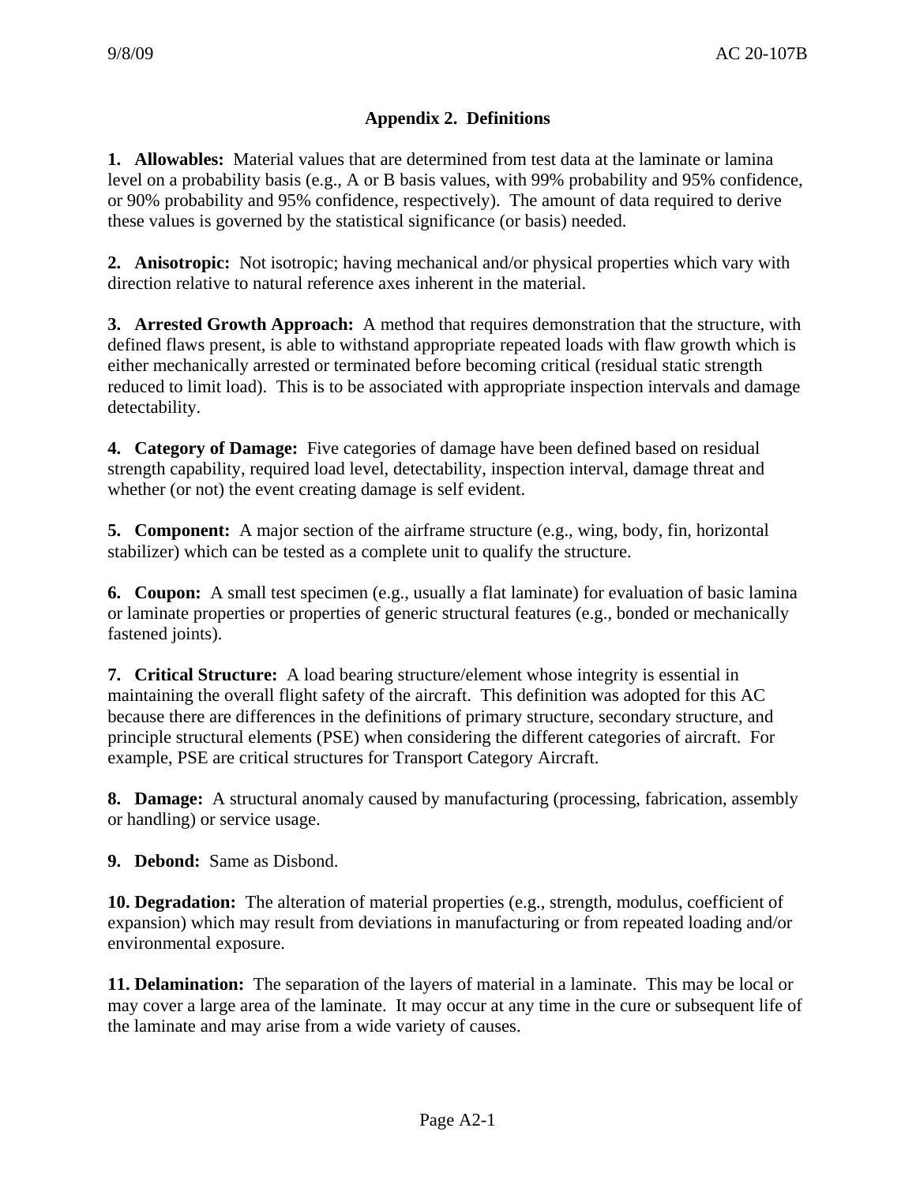## Appendix 2. Definitions

**1. Allowables:** Material values that are determined from test data at the laminate or lamina level on a probability basis (e.g., A or B basis values, with 99% probability and 95% confidence, or 90% probability and 95% confidence, respectively). The amount of data required to derive these values is governed by the statistical significance (or basis) needed.

**2. Anisotropic:** Not isotropic; having mechanical and/or physical properties which vary with direction relative to natural reference axes inherent in the material.

**3. Arrested Growth Approach:** A method that requires demonstration that the structure, with defined flaws present, is able to withstand appropriate repeated loads with flaw growth which is either mechanically arrested or terminated before becoming critical (residual static strength reduced to limit load). This is to be associated with appropriate inspection intervals and damage detectability.

**4. Category of Damage:** Five categories of damage have been defined based on residual strength capability, required load level, detectability, inspection interval, damage threat and whether (or not) the event creating damage is self evident.

**5. Component:** A major section of the airframe structure (e.g., wing, body, fin, horizontal stabilizer) which can be tested as a complete unit to qualify the structure.

**6. Coupon:** A small test specimen (e.g., usually a flat laminate) for evaluation of basic lamina or laminate properties or properties of generic structural features (e.g., bonded or mechanically fastened joints).

**7. Critical Structure:** A load bearing structure/element whose integrity is essential in maintaining the overall flight safety of the aircraft. This definition was adopted for this AC because there are differences in the definitions of primary structure, secondary structure, and principle structural elements (PSE) when considering the different categories of aircraft. For example, PSE are critical structures for Transport Category Aircraft.

**8. Damage:** A structural anomaly caused by manufacturing (processing, fabrication, assembly or handling) or service usage.

**9. Debond:** Same as Disbond.

**10. Degradation:** The alteration of material properties (e.g., strength, modulus, coefficient of expansion) which may result from deviations in manufacturing or from repeated loading and/or environmental exposure.

**11. Delamination:** The separation of the layers of material in a laminate. This may be local or may cover a large area of the laminate. It may occur at any time in the cure or subsequent life of the laminate and may arise from a wide variety of causes.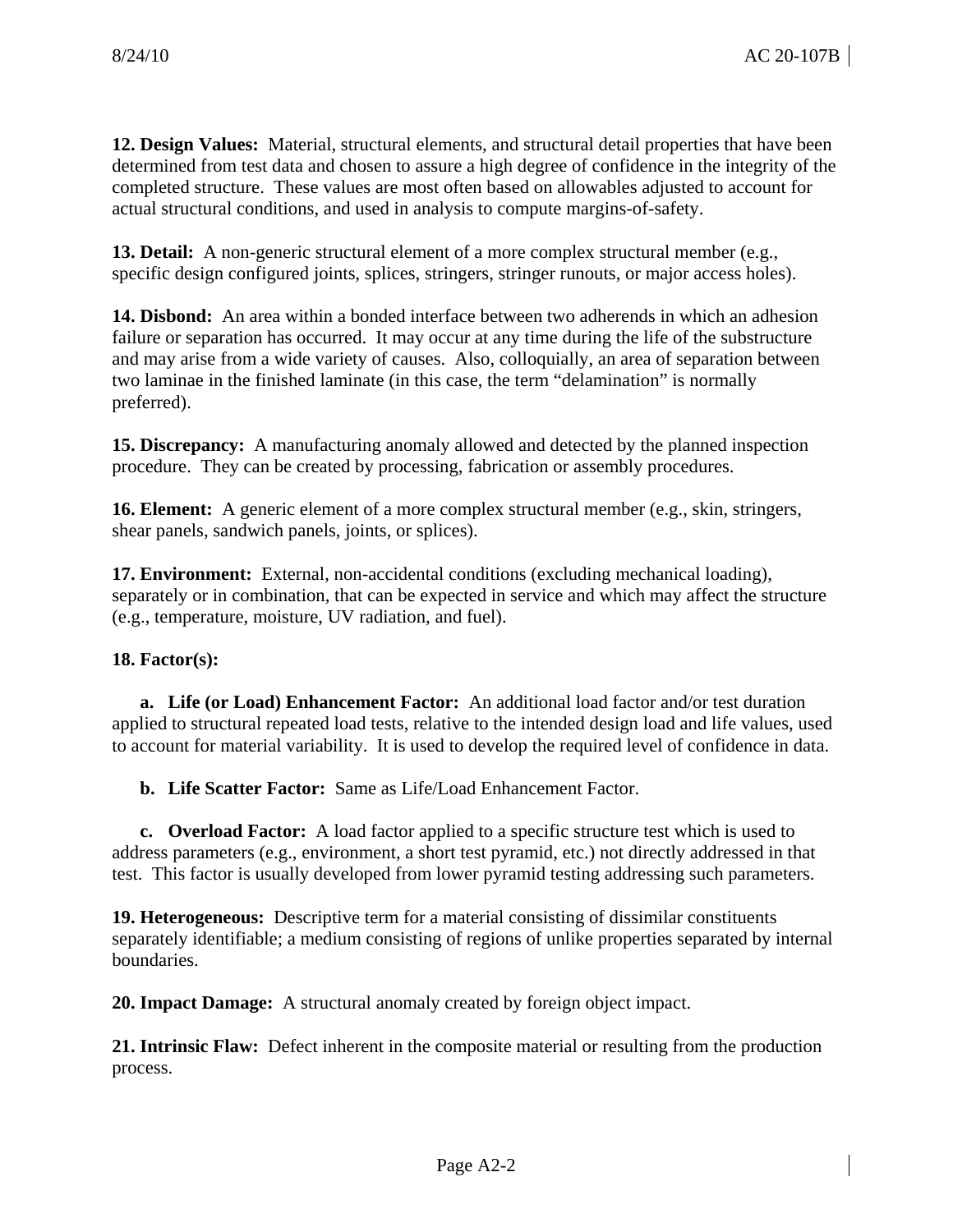**12. Design Values:** Material, structural elements, and structural detail properties that have been determined from test data and chosen to assure a high degree of confidence in the integrity of the completed structure. These values are most often based on allowables adjusted to account for actual structural conditions, and used in analysis to compute margins-of-safety.

**13. Detail:** A non-generic structural element of a more complex structural member (e.g., specific design configured joints, splices, stringers, stringer runouts, or major access holes).

**14. Disbond:** An area within a bonded interface between two adherends in which an adhesion failure or separation has occurred. It may occur at any time during the life of the substructure and may arise from a wide variety of causes. Also, colloquially, an area of separation between two laminae in the finished laminate (in this case, the term "delamination" is normally preferred).

**15. Discrepancy:** A manufacturing anomaly allowed and detected by the planned inspection procedure. They can be created by processing, fabrication or assembly procedures.

**16. Element:** A generic element of a more complex structural member (e.g., skin, stringers, shear panels, sandwich panels, joints, or splices).

**17. Environment:** External, non-accidental conditions (excluding mechanical loading), separately or in combination, that can be expected in service and which may affect the structure (e.g., temperature, moisture, UV radiation, and fuel).

**18. Factor(s):**

**a. Life (or Load) Enhancement Factor:** An additional load factor and/or test duration applied to structural repeated load tests, relative to the intended design load and life values, used to account for material variability. It is used to develop the required level of confidence in data.

**b. Life Scatter Factor:** Same as Life/Load Enhancement Factor.

**c. Overload Factor:** A load factor applied to a specific structure test which is used to address parameters (e.g., environment, a short test pyramid, etc.) not directly addressed in that test. This factor is usually developed from lower pyramid testing addressing such parameters.

**19. Heterogeneous:** Descriptive term for a material consisting of dissimilar constituents separately identifiable; a medium consisting of regions of unlike properties separated by internal boundaries.

**20. Impact Damage:** A structural anomaly created by foreign object impact.

**21. Intrinsic Flaw:** Defect inherent in the composite material or resulting from the production process.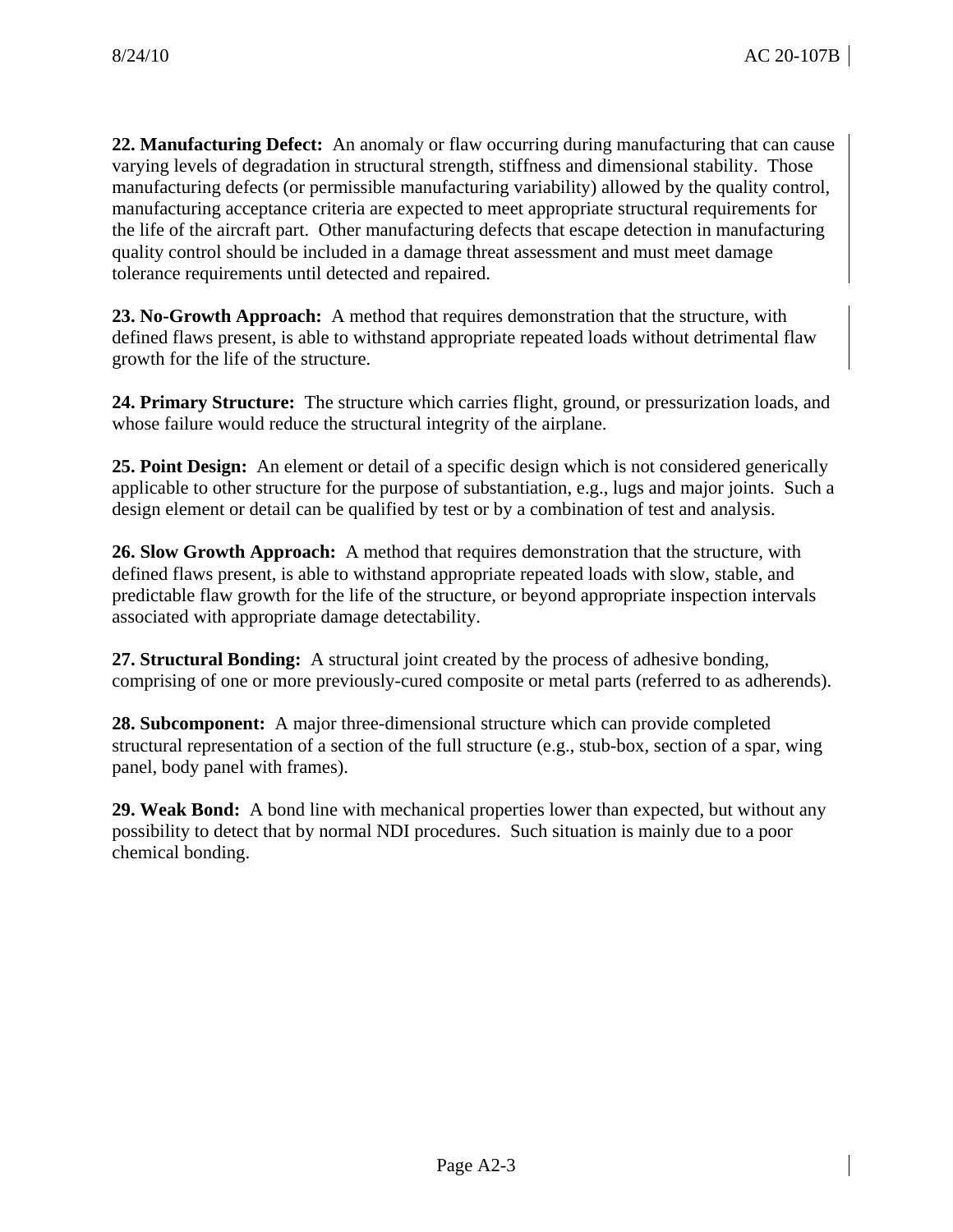**22. Manufacturing Defect:** An anomaly or flaw occurring during manufacturing that can cause varying levels of degradation in structural strength, stiffness and dimensional stability. Those manufacturing defects (or permissible manufacturing variability) allowed by the quality control, manufacturing acceptance criteria are expected to meet appropriate structural requirements for the life of the aircraft part. Other manufacturing defects that escape detection in manufacturing quality control should be included in a damage threat assessment and must meet damage tolerance requirements until detected and repaired.

**23. No-Growth Approach:** A method that requires demonstration that the structure, with defined flaws present, is able to withstand appropriate repeated loads without detrimental flaw growth for the life of the structure.

**24. Primary Structure:** The structure which carries flight, ground, or pressurization loads, and whose failure would reduce the structural integrity of the airplane.

**25. Point Design:** An element or detail of a specific design which is not considered generically applicable to other structure for the purpose of substantiation, e.g., lugs and major joints. Such a design element or detail can be qualified by test or by a combination of test and analysis.

**26. Slow Growth Approach:** A method that requires demonstration that the structure, with defined flaws present, is able to withstand appropriate repeated loads with slow, stable, and predictable flaw growth for the life of the structure, or beyond appropriate inspection intervals associated with appropriate damage detectability.

**27. Structural Bonding:** A structural joint created by the process of adhesive bonding, comprising of one or more previously-cured composite or metal parts (referred to as adherends).

**28. Subcomponent:** A major three-dimensional structure which can provide completed structural representation of a section of the full structure (e.g., stub-box, section of a spar, wing panel, body panel with frames).

**29. Weak Bond:** A bond line with mechanical properties lower than expected, but without any possibility to detect that by normal NDI procedures. Such situation is mainly due to a poor chemical bonding.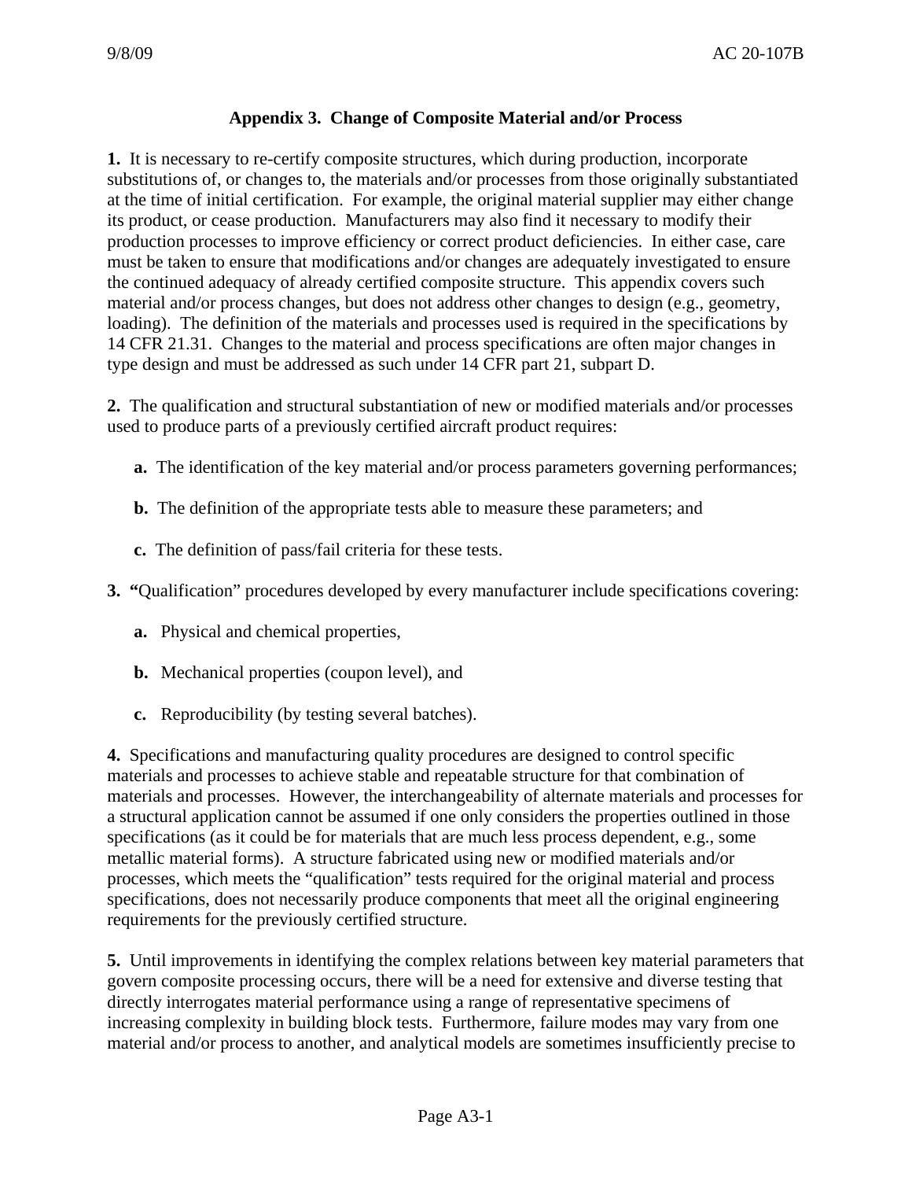## Appendix 3. Change of Composite Material and/or Process

**1.** It is necessary to re-certify composite structures, which during production, incorporate substitutions of, or changes to, the materials and/or processes from those originally substantiated at the time of initial certification. For example, the original material supplier may either change its product, or cease production. Manufacturers may also find it necessary to modify their production processes to improve efficiency or correct product deficiencies. In either case, care must be taken to ensure that modifications and/or changes are adequately investigated to ensure the continued adequacy of already certified composite structure. This appendix covers such material and/or process changes, but does not address other changes to design (e.g., geometry, loading). The definition of the materials and processes used is required in the specifications by 14 CFR 21.31. Changes to the material and process specifications are often major changes in type design and must be addressed as such under 14 CFR part 21, subpart D.

**2.** The qualification and structural substantiation of new or modified materials and/or processes used to produce parts of a previously certified aircraft product requires:

**a.** The identification of the key material and/or process parameters governing performances;

**b.** The definition of the appropriate tests able to measure these parameters; and

**c.** The definition of pass/fail criteria for these tests.

**3.** "Qualification" procedures developed by every manufacturer include specifications covering:

**a.** Physical and chemical properties,

**b.** Mechanical properties (coupon level), and

**c.** Reproducibility (by testing several batches).

**4.** Specifications and manufacturing quality procedures are designed to control specific materials and processes to achieve stable and repeatable structure for that combination of materials and processes. However, the interchangeability of alternate materials and processes for a structural application cannot be assumed if one only considers the properties outlined in those specifications (as it could be for materials that are much less process dependent, e.g., some metallic material forms). A structure fabricated using new or modified materials and/or processes, which meets the "qualification" tests required for the original material and process specifications, does not necessarily produce components that meet all the original engineering requirements for the previously certified structure.

**5.** Until improvements in identifying the complex relations between key material parameters that govern composite processing occurs, there will be a need for extensive and diverse testing that directly interrogates material performance using a range of representative specimens of increasing complexity in building block tests. Furthermore, failure modes may vary from one material and/or process to another, and analytical models are sometimes insufficiently precise to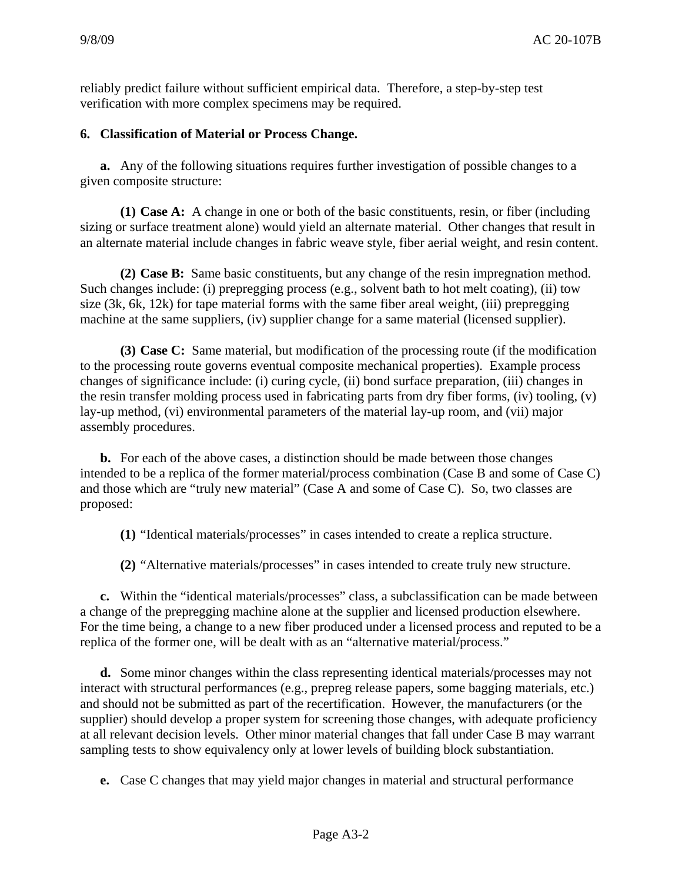reliably predict failure without sufficient empirical data. Therefore, a step-by-step test verification with more complex specimens may be required.

**6. Classification of Material or Process Change.**

**a.** Any of the following situations requires further investigation of possible changes to a given composite structure:

**(1) Case A:** A change in one or both of the basic constituents, resin, or fiber (including sizing or surface treatment alone) would yield an alternate material. Other changes that result in an alternate material include changes in fabric weave style, fiber aerial weight, and resin content.

**(2) Case B:** Same basic constituents, but any change of the resin impregnation method. Such changes include: (i) prepregging process (e.g., solvent bath to hot melt coating), (ii) tow size (3k, 6k, 12k) for tape material forms with the same fiber areal weight, (iii) prepregging machine at the same suppliers, (iv) supplier change for a same material (licensed supplier).

**(3) Case C:** Same material, but modification of the processing route (if the modification to the processing route governs eventual composite mechanical properties). Example process changes of significance include: (i) curing cycle, (ii) bond surface preparation, (iii) changes in the resin transfer molding process used in fabricating parts from dry fiber forms, (iv) tooling, (v) lay-up method, (vi) environmental parameters of the material lay-up room, and (vii) major assembly procedures.

**b.** For each of the above cases, a distinction should be made between those changes intended to be a replica of the former material/process combination (Case B and some of Case C) and those which are "truly new material" (Case A and some of Case C). So, two classes are proposed:

**(1)** "Identical materials/processes" in cases intended to create a replica structure.

**(2)** "Alternative materials/processes" in cases intended to create truly new structure.

**c.** Within the "identical materials/processes" class, a subclassification can be made between a change of the prepregging machine alone at the supplier and licensed production elsewhere. For the time being, a change to a new fiber produced under a licensed process and reputed to be a replica of the former one, will be dealt with as an "alternative material/process."

**d.** Some minor changes within the class representing identical materials/processes may not interact with structural performances (e.g., prepreg release papers, some bagging materials, etc.) and should not be submitted as part of the recertification. However, the manufacturers (or the supplier) should develop a proper system for screening those changes, with adequate proficiency at all relevant decision levels. Other minor material changes that fall under Case B may warrant sampling tests to show equivalency only at lower levels of building block substantiation.

**e.** Case C changes that may yield major changes in material and structural performance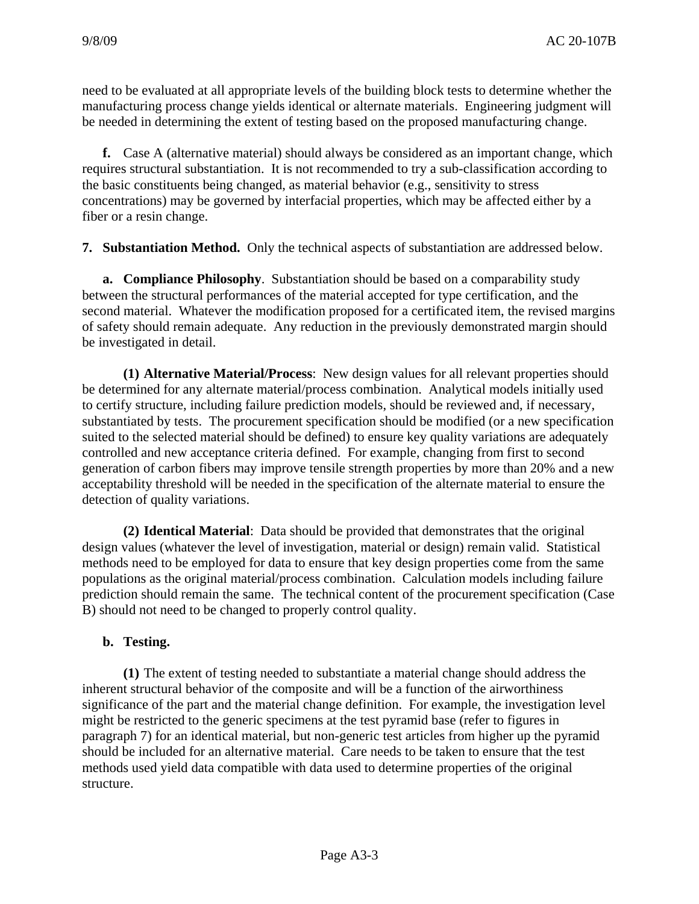need to be evaluated at all appropriate levels of the building block tests to determine whether the manufacturing process change yields identical or alternate materials. Engineering judgment will be needed in determining the extent of testing based on the proposed manufacturing change.

**f.** Case A (alternative material) should always be considered as an important change, which requires structural substantiation. It is not recommended to try a sub-classification according to the basic constituents being changed, as material behavior (e.g., sensitivity to stress concentrations) may be governed by interfacial properties, which may be affected either by a fiber or a resin change.

**7. Substantiation Method.** Only the technical aspects of substantiation are addressed below.

**a. Compliance Philosophy**. Substantiation should be based on a comparability study between the structural performances of the material accepted for type certification, and the second material. Whatever the modification proposed for a certificated item, the revised margins of safety should remain adequate. Any reduction in the previously demonstrated margin should be investigated in detail.

**(1) Alternative Material/Process**: New design values for all relevant properties should be determined for any alternate material/process combination. Analytical models initially used to certify structure, including failure prediction models, should be reviewed and, if necessary, substantiated by tests. The procurement specification should be modified (or a new specification suited to the selected material should be defined) to ensure key quality variations are adequately controlled and new acceptance criteria defined. For example, changing from first to second generation of carbon fibers may improve tensile strength properties by more than 20% and a new acceptability threshold will be needed in the specification of the alternate material to ensure the detection of quality variations.

**(2) Identical Material**: Data should be provided that demonstrates that the original design values (whatever the level of investigation, material or design) remain valid. Statistical methods need to be employed for data to ensure that key design properties come from the same populations as the original material/process combination. Calculation models including failure prediction should remain the same. The technical content of the procurement specification (Case B) should not need to be changed to properly control quality.

**b. Testing.**

**(1)** The extent of testing needed to substantiate a material change should address the inherent structural behavior of the composite and will be a function of the airworthiness significance of the part and the material change definition. For example, the investigation level might be restricted to the generic specimens at the test pyramid base (refer to figures in paragraph 7) for an identical material, but non-generic test articles from higher up the pyramid should be included for an alternative material. Care needs to be taken to ensure that the test methods used yield data compatible with data used to determine properties of the original structure.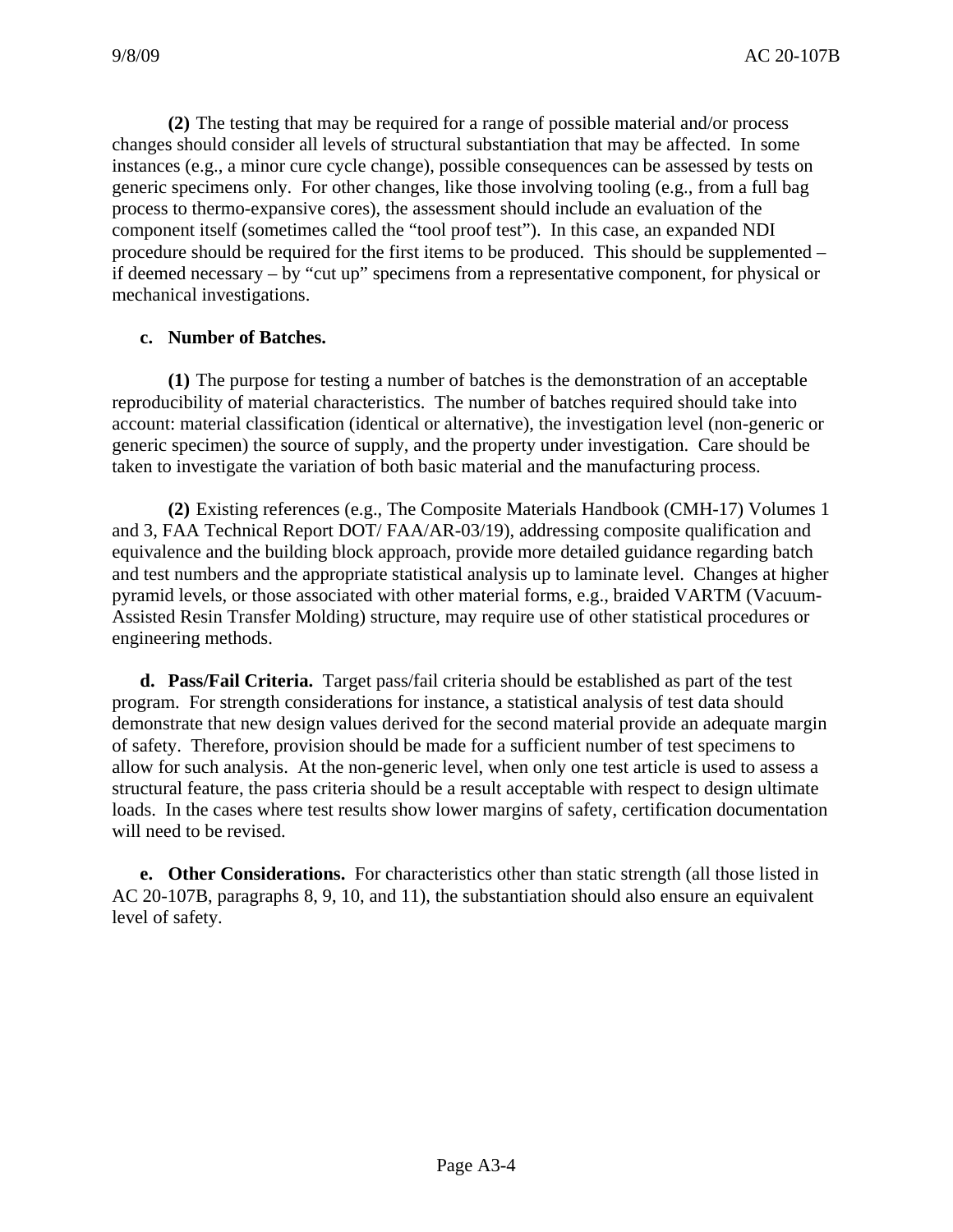**(2)** The testing that may be required for a range of possible material and/or process changes should consider all levels of structural substantiation that may be affected. In some instances (e.g., a minor cure cycle change), possible consequences can be assessed by tests on generic specimens only. For other changes, like those involving tooling (e.g., from a full bag process to thermo-expansive cores), the assessment should include an evaluation of the component itself (sometimes called the "tool proof test"). In this case, an expanded NDI procedure should be required for the first items to be produced. This should be supplemented – if deemed necessary – by "cut up" specimens from a representative component, for physical or mechanical investigations.

**c. Number of Batches.**

**(1)** The purpose for testing a number of batches is the demonstration of an acceptable reproducibility of material characteristics. The number of batches required should take into account: material classification (identical or alternative), the investigation level (non-generic or generic specimen) the source of supply, and the property under investigation. Care should be taken to investigate the variation of both basic material and the manufacturing process.

**(2)** Existing references (e.g., The Composite Materials Handbook (CMH-17) Volumes 1 and 3, FAA Technical Report DOT/ FAA/AR-03/19), addressing composite qualification and equivalence and the building block approach, provide more detailed guidance regarding batch and test numbers and the appropriate statistical analysis up to laminate level. Changes at higher pyramid levels, or those associated with other material forms, e.g., braided VARTM (Vacuum-Assisted Resin Transfer Molding) structure, may require use of other statistical procedures or engineering methods.

**d. Pass/Fail Criteria.** Target pass/fail criteria should be established as part of the test program. For strength considerations for instance, a statistical analysis of test data should demonstrate that new design values derived for the second material provide an adequate margin of safety. Therefore, provision should be made for a sufficient number of test specimens to allow for such analysis. At the non-generic level, when only one test article is used to assess a structural feature, the pass criteria should be a result acceptable with respect to design ultimate loads. In the cases where test results show lower margins of safety, certification documentation will need to be revised.

**e. Other Considerations.** For characteristics other than static strength (all those listed in AC 20-107B, paragraphs 8, 9, 10, and 11), the substantiation should also ensure an equivalent level of safety.